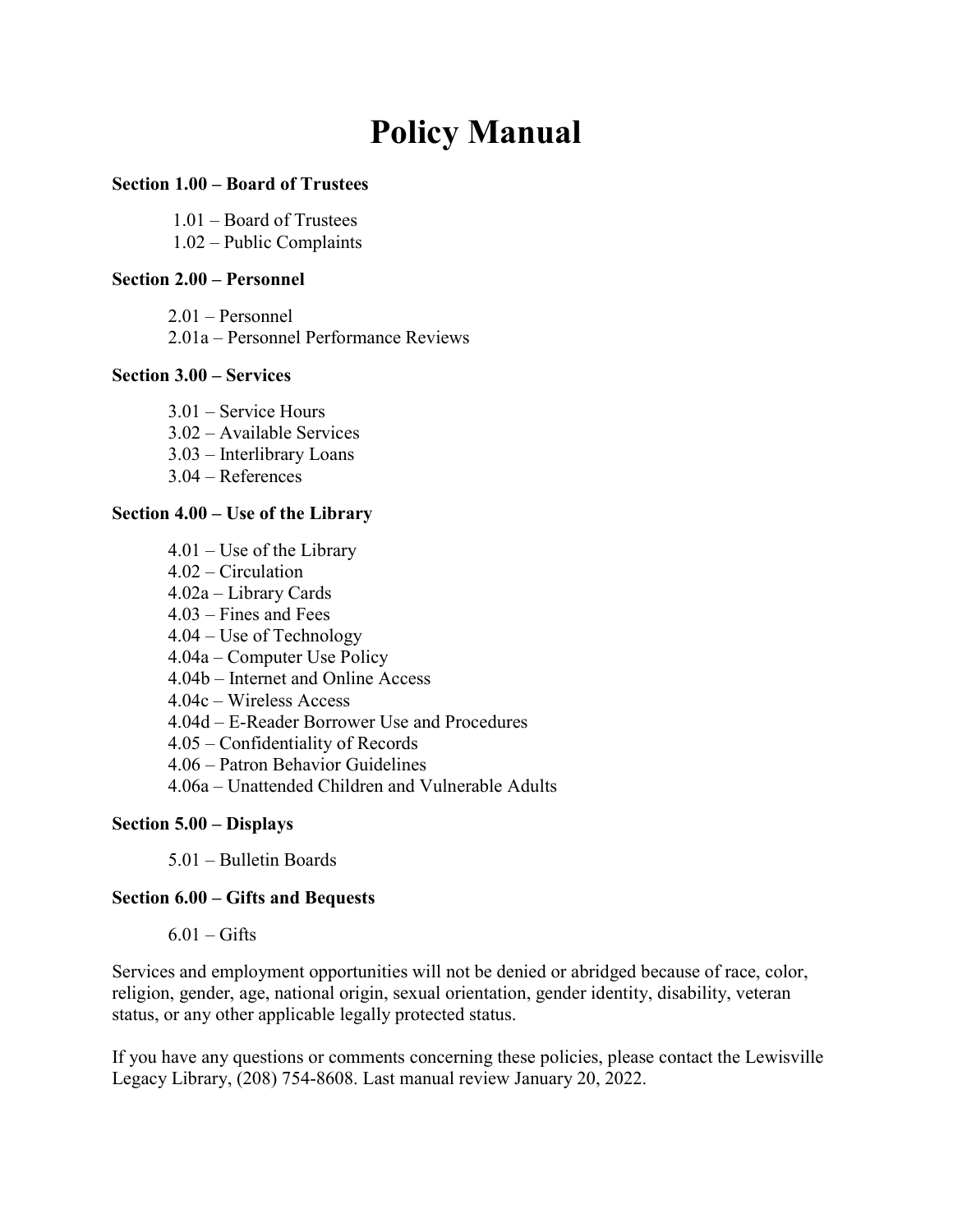# Policy Manual

**Section 1.00 – Board of Trustees**

- 1.01 – Board of Trustees
- 1.02 – Public Complaints

**Section 2.00 – Personnel**

- 2.01 – Personnel
- 2.01a – Personnel Performance Reviews

**Section 3.00 – Services**

- 3.01 – Service Hours
- 3.02 – Available Services
- 3.03 – Interlibrary Loans
- 3.04 – References

**Section 4.00 – Use of the Library**

- 4.01 – Use of the Library
- 4.02 – Circulation
- 4.02a – Library Cards
- 4.03 – Fines and Fees
- 4.04 – Use of Technology
- 4.04a – Computer Use Policy
- 4.04b – Internet and Online Access
- 4.04c – Wireless Access
- 4.04d – E-Reader Borrower Use and Procedures
- 4.05 – Confidentiality of Records
- 4.06 – Patron Behavior Guidelines
- 4.06a – Unattended Children and Vulnerable Adults

**Section 5.00 – Displays**

- 5.01 – Bulletin Boards

**Section 6.00 – Gifts and Bequests**

- 6.01 – Gifts

Services and employment opportunities will not be denied or abridged because of race, color, religion, gender, age, national origin, sexual orientation, gender identity, disability, veteran status, or any other applicable legally protected status.

If you have any questions or comments concerning these policies, please contact the Lewisville Legacy Library, (208) 754-8608. Last manual review January 20, 2022.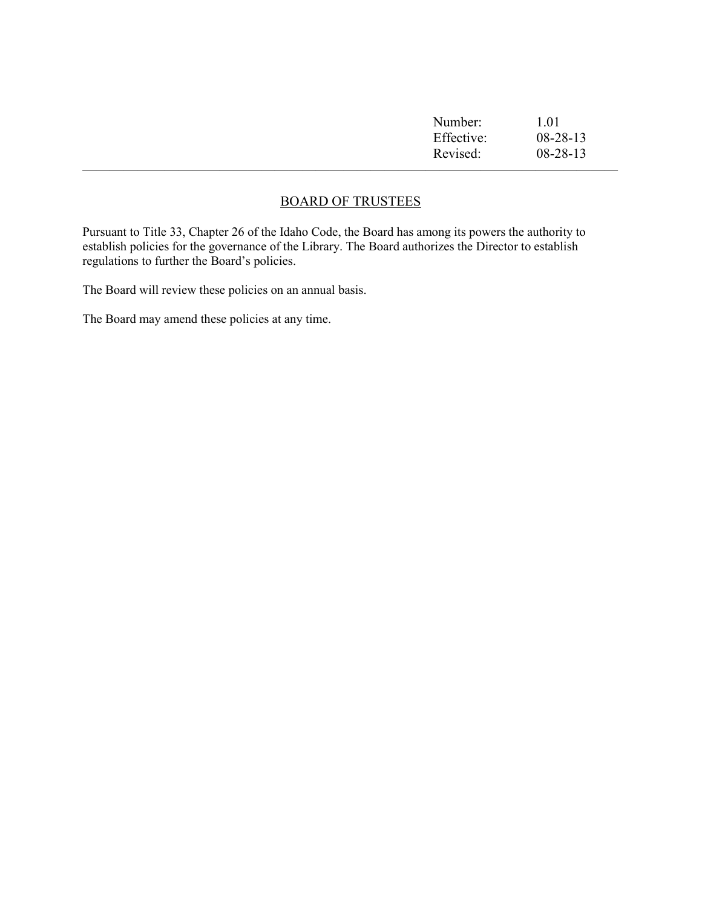| Number: | 1.01 |
| --- | --- |
| Effective: | 08-28-13 |
| Revised: | 08-28-13 |

---

## BOARD OF TRUSTEES

Pursuant to Title 33, Chapter 26 of the Idaho Code, the Board has among its powers the authority to establish policies for the governance of the Library. The Board authorizes the Director to establish regulations to further the Board's policies.

The Board will review these policies on an annual basis.

The Board may amend these policies at any time.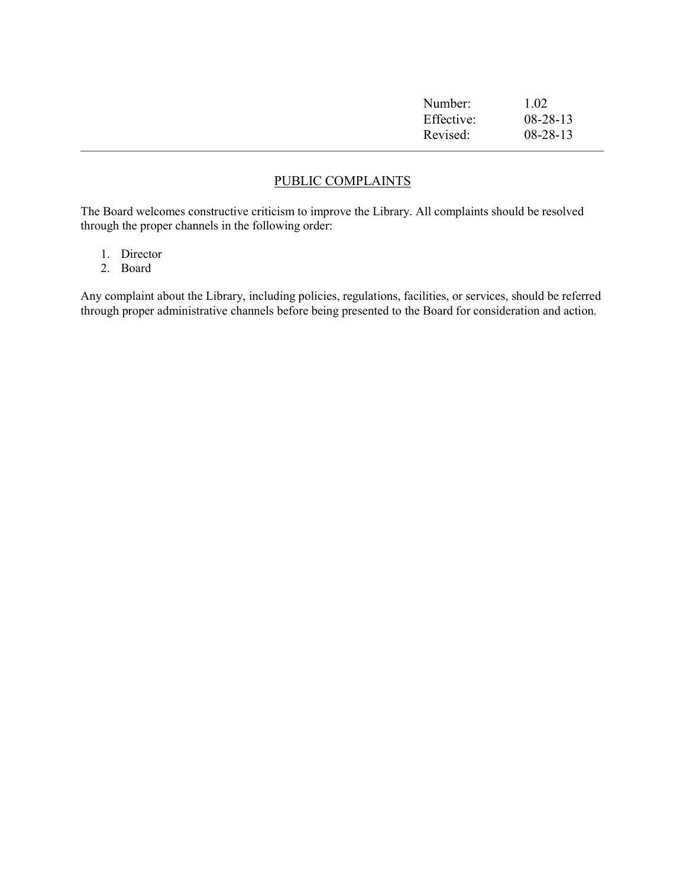| Number: | 1.02 |
| --- | --- |
| Effective: | 08-28-13 |
| Revised: | 08-28-13 |

---

## PUBLIC COMPLAINTS

The Board welcomes constructive criticism to improve the Library. All complaints should be resolved through the proper channels in the following order:

1. Director
2. Board

Any complaint about the Library, including policies, regulations, facilities, or services, should be referred through proper administrative channels before being presented to the Board for consideration and action.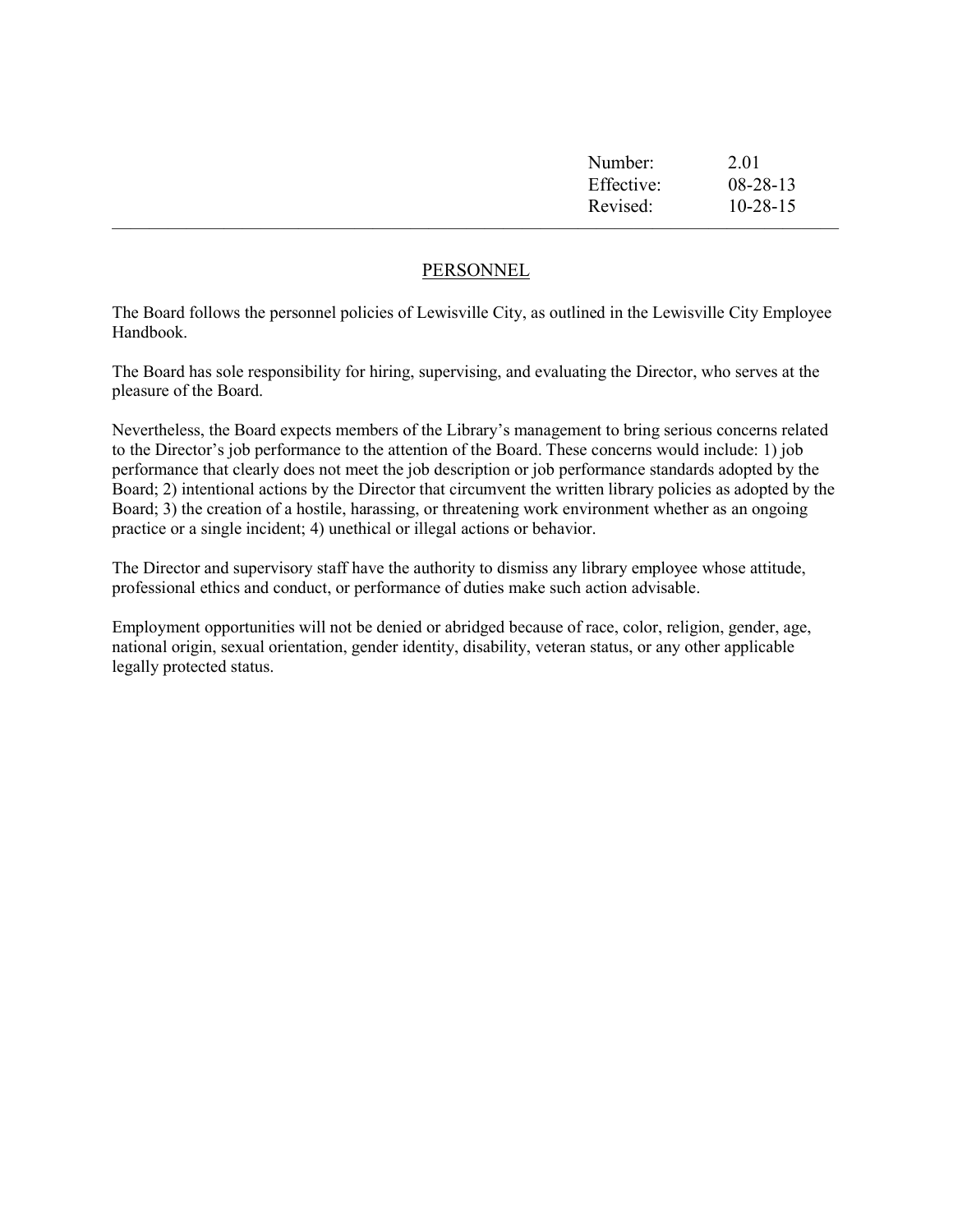| Number: | 2.01 |
|---|---|
| Effective: | 08-28-13 |
| Revised: | 10-28-15 |

---

## PERSONNEL

The Board follows the personnel policies of Lewisville City, as outlined in the Lewisville City Employee Handbook.

The Board has sole responsibility for hiring, supervising, and evaluating the Director, who serves at the pleasure of the Board.

Nevertheless, the Board expects members of the Library's management to bring serious concerns related to the Director's job performance to the attention of the Board. These concerns would include: 1) job performance that clearly does not meet the job description or job performance standards adopted by the Board; 2) intentional actions by the Director that circumvent the written library policies as adopted by the Board; 3) the creation of a hostile, harassing, or threatening work environment whether as an ongoing practice or a single incident; 4) unethical or illegal actions or behavior.

The Director and supervisory staff have the authority to dismiss any library employee whose attitude, professional ethics and conduct, or performance of duties make such action advisable.

Employment opportunities will not be denied or abridged because of race, color, religion, gender, age, national origin, sexual orientation, gender identity, disability, veteran status, or any other applicable legally protected status.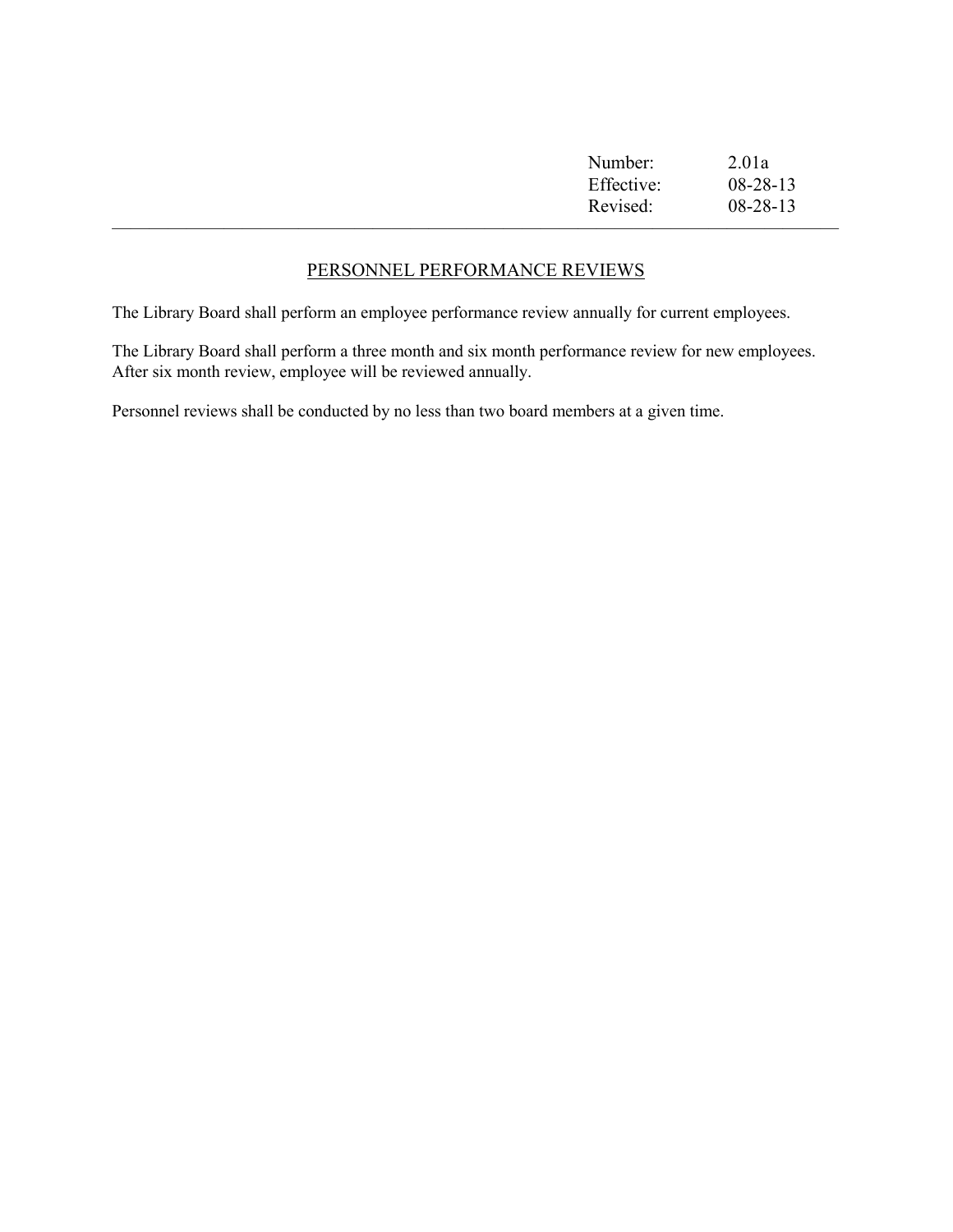| Number: | 2.01a |
| --- | --- |
| Effective: | 08-28-13 |
| Revised: | 08-28-13 |

## PERSONNEL PERFORMANCE REVIEWS

The Library Board shall perform an employee performance review annually for current employees.

The Library Board shall perform a three month and six month performance review for new employees. After six month review, employee will be reviewed annually.

Personnel reviews shall be conducted by no less than two board members at a given time.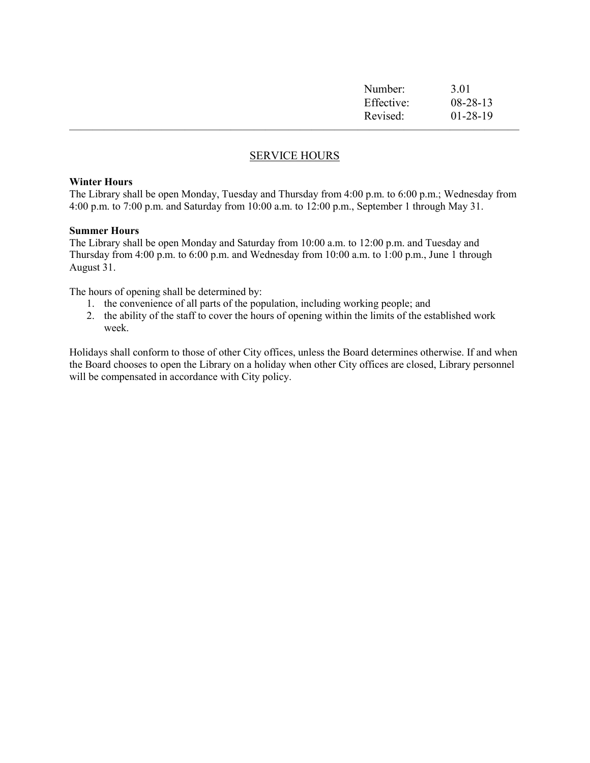| Number: | 3.01 |
|---|---|
| Effective: | 08-28-13 |
| Revised: | 01-28-19 |

## SERVICE HOURS

**Winter Hours**
The Library shall be open Monday, Tuesday and Thursday from 4:00 p.m. to 6:00 p.m.; Wednesday from 4:00 p.m. to 7:00 p.m. and Saturday from 10:00 a.m. to 12:00 p.m., September 1 through May 31.

**Summer Hours**
The Library shall be open Monday and Saturday from 10:00 a.m. to 12:00 p.m. and Tuesday and Thursday from 4:00 p.m. to 6:00 p.m. and Wednesday from 10:00 a.m. to 1:00 p.m., June 1 through August 31.

The hours of opening shall be determined by:

1. the convenience of all parts of the population, including working people; and
2. the ability of the staff to cover the hours of opening within the limits of the established work week.

Holidays shall conform to those of other City offices, unless the Board determines otherwise. If and when the Board chooses to open the Library on a holiday when other City offices are closed, Library personnel will be compensated in accordance with City policy.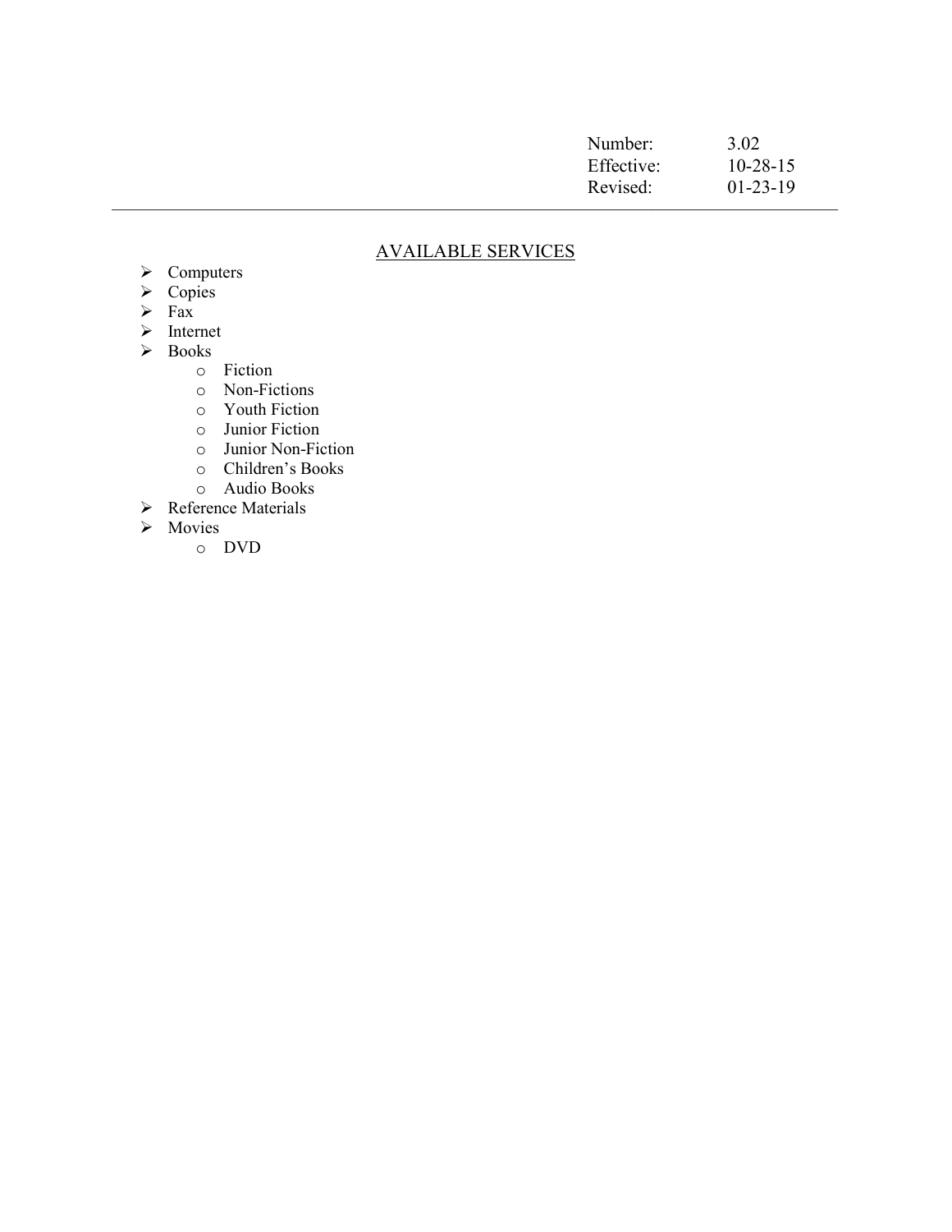| Number: | 3.02 |
|---|---|
| Effective: | 10-28-15 |
| Revised: | 01-23-19 |

---

## AVAILABLE SERVICES

- Computers
- Copies
- Fax
- Internet
- Books
  - Fiction
  - Non-Fictions
  - Youth Fiction
  - Junior Fiction
  - Junior Non-Fiction
  - Children's Books
  - Audio Books
- Reference Materials
- Movies
  - DVD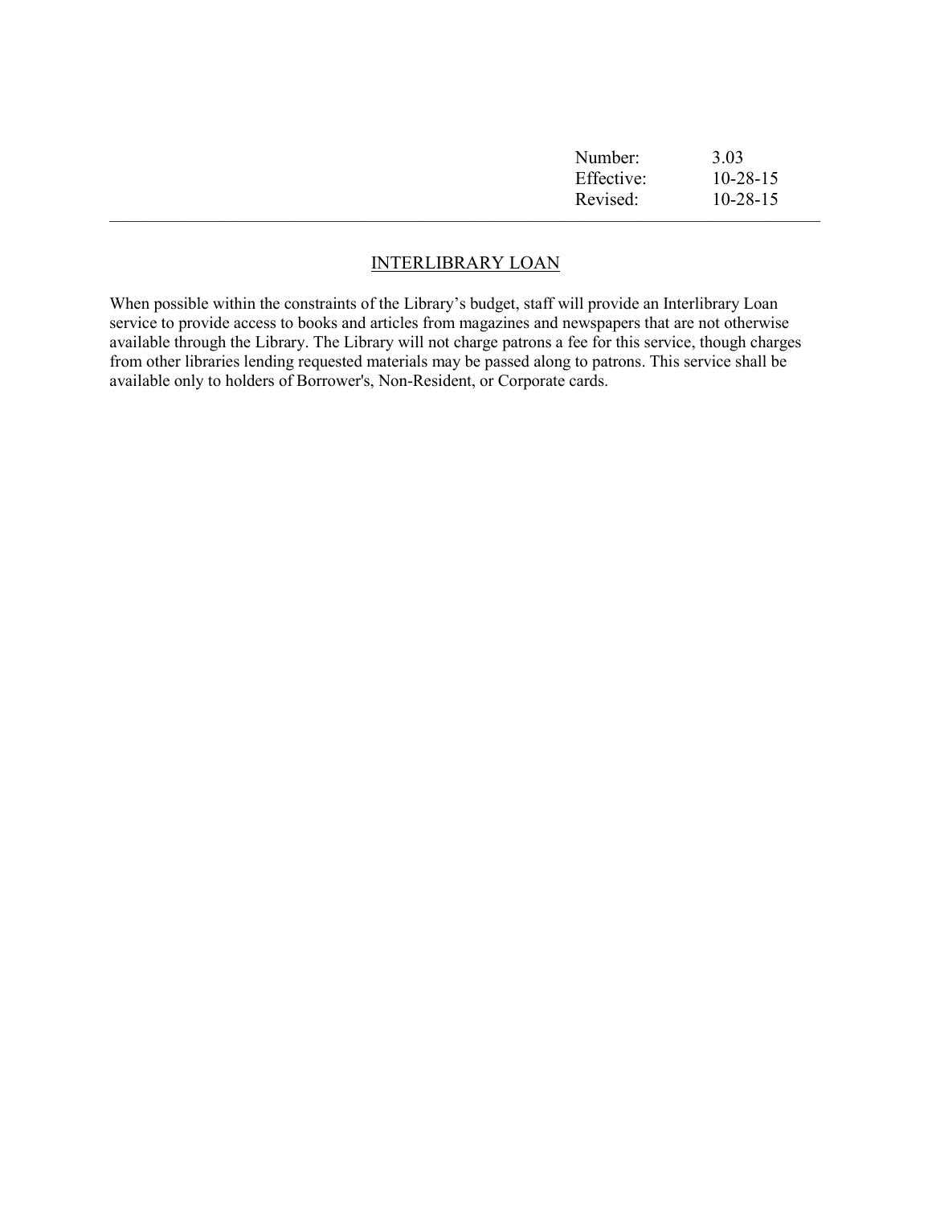| Number: | 3.03 |
| --- | --- |
| Effective: | 10-28-15 |
| Revised: | 10-28-15 |

---

## INTERLIBRARY LOAN

When possible within the constraints of the Library's budget, staff will provide an Interlibrary Loan service to provide access to books and articles from magazines and newspapers that are not otherwise available through the Library. The Library will not charge patrons a fee for this service, though charges from other libraries lending requested materials may be passed along to patrons. This service shall be available only to holders of Borrower's, Non-Resident, or Corporate cards.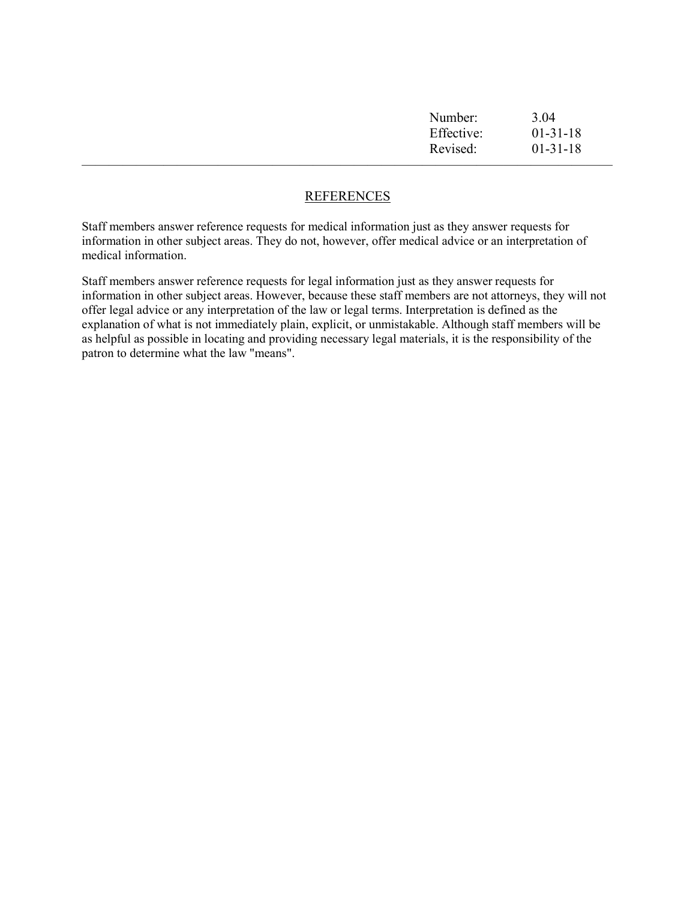| Number: | 3.04 |
| --- | --- |
| Effective: | 01-31-18 |
| Revised: | 01-31-18 |

## REFERENCES

Staff members answer reference requests for medical information just as they answer requests for information in other subject areas. They do not, however, offer medical advice or an interpretation of medical information.

Staff members answer reference requests for legal information just as they answer requests for information in other subject areas. However, because these staff members are not attorneys, they will not offer legal advice or any interpretation of the law or legal terms. Interpretation is defined as the explanation of what is not immediately plain, explicit, or unmistakable. Although staff members will be as helpful as possible in locating and providing necessary legal materials, it is the responsibility of the patron to determine what the law "means".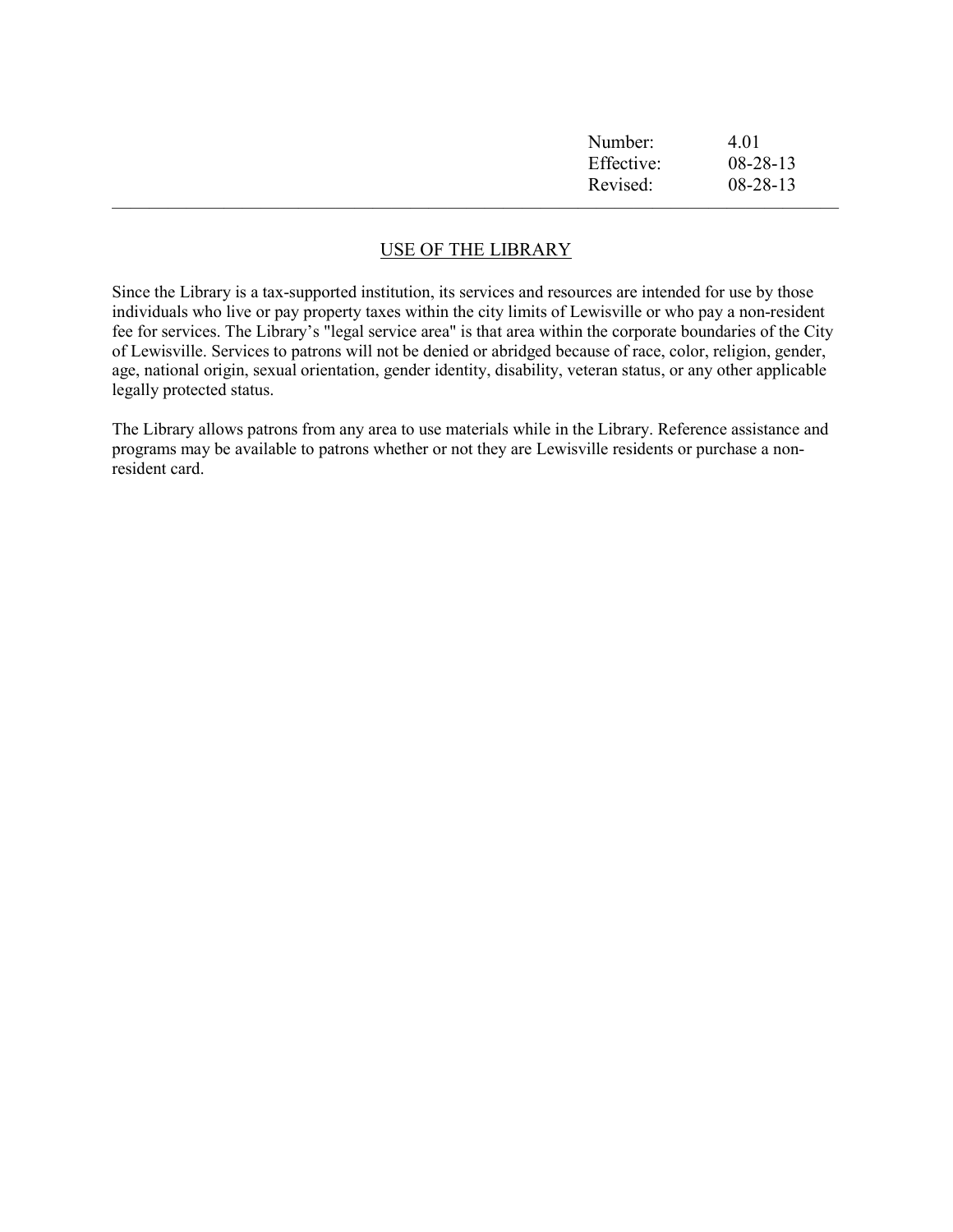| Number: | 4.01 |
| --- | --- |
| Effective: | 08-28-13 |
| Revised: | 08-28-13 |

## USE OF THE LIBRARY

Since the Library is a tax-supported institution, its services and resources are intended for use by those individuals who live or pay property taxes within the city limits of Lewisville or who pay a non-resident fee for services. The Library's "legal service area" is that area within the corporate boundaries of the City of Lewisville. Services to patrons will not be denied or abridged because of race, color, religion, gender, age, national origin, sexual orientation, gender identity, disability, veteran status, or any other applicable legally protected status.

The Library allows patrons from any area to use materials while in the Library. Reference assistance and programs may be available to patrons whether or not they are Lewisville residents or purchase a non-resident card.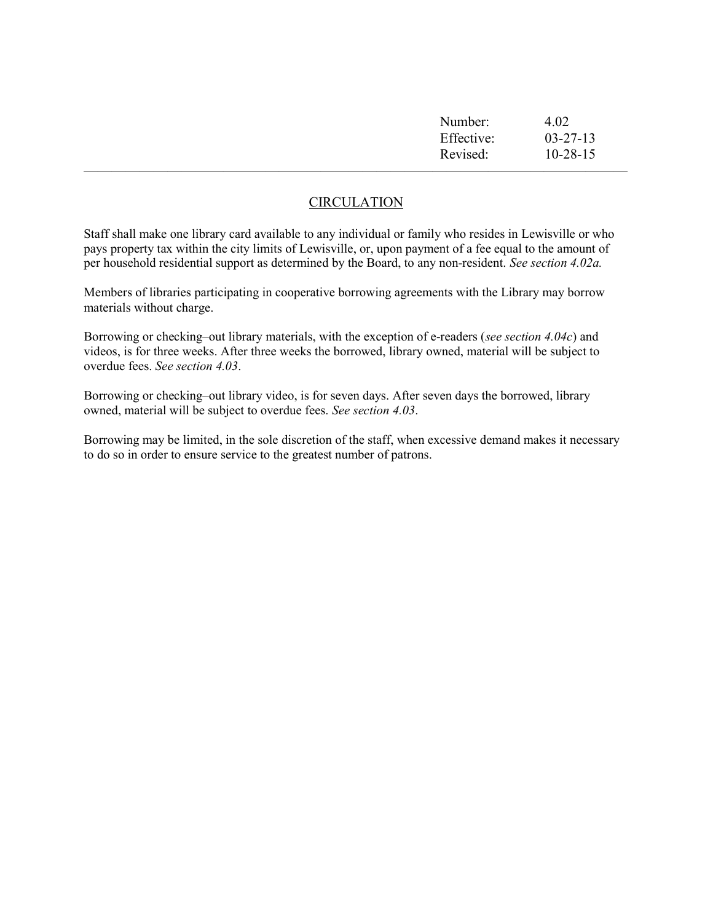| Number: | 4.02 |
|---|---|
| Effective: | 03-27-13 |
| Revised: | 10-28-15 |

---

## CIRCULATION

Staff shall make one library card available to any individual or family who resides in Lewisville or who pays property tax within the city limits of Lewisville, or, upon payment of a fee equal to the amount of per household residential support as determined by the Board, to any non-resident. *See section 4.02a.*

Members of libraries participating in cooperative borrowing agreements with the Library may borrow materials without charge.

Borrowing or checking–out library materials, with the exception of e-readers (*see section 4.04c*) and videos, is for three weeks. After three weeks the borrowed, library owned, material will be subject to overdue fees. *See section 4.03*.

Borrowing or checking–out library video, is for seven days. After seven days the borrowed, library owned, material will be subject to overdue fees. *See section 4.03*.

Borrowing may be limited, in the sole discretion of the staff, when excessive demand makes it necessary to do so in order to ensure service to the greatest number of patrons.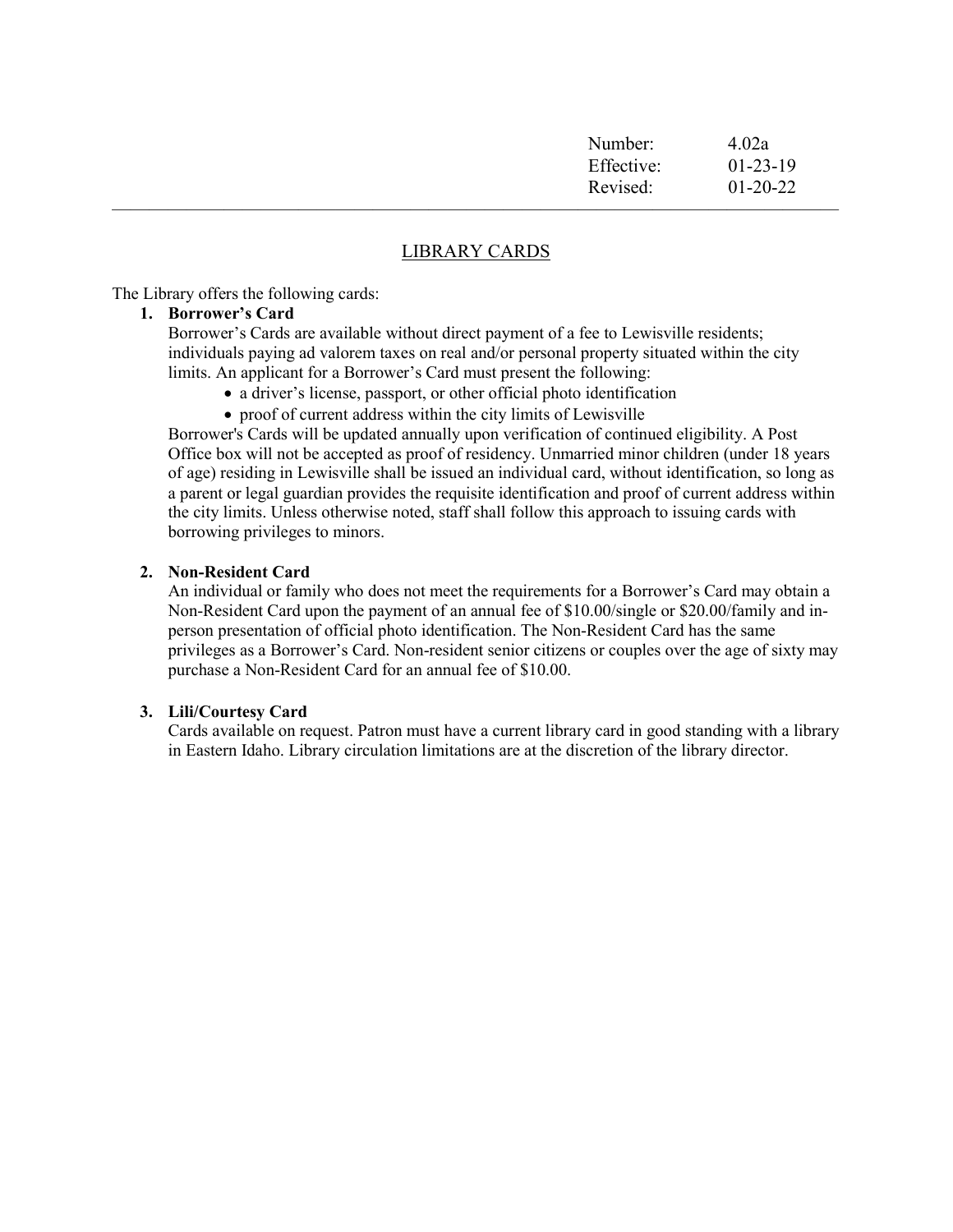| Number: | 4.02a |
| --- | --- |
| Effective: | 01-23-19 |
| Revised: | 01-20-22 |

---

## LIBRARY CARDS

The Library offers the following cards:

1. **Borrower's Card**

   Borrower's Cards are available without direct payment of a fee to Lewisville residents; individuals paying ad valorem taxes on real and/or personal property situated within the city limits. An applicant for a Borrower's Card must present the following:

   - a driver's license, passport, or other official photo identification
   - proof of current address within the city limits of Lewisville

   Borrower's Cards will be updated annually upon verification of continued eligibility. A Post Office box will not be accepted as proof of residency. Unmarried minor children (under 18 years of age) residing in Lewisville shall be issued an individual card, without identification, so long as a parent or legal guardian provides the requisite identification and proof of current address within the city limits. Unless otherwise noted, staff shall follow this approach to issuing cards with borrowing privileges to minors.

2. **Non-Resident Card**

   An individual or family who does not meet the requirements for a Borrower's Card may obtain a Non-Resident Card upon the payment of an annual fee of $10.00/single or $20.00/family and in-person presentation of official photo identification. The Non-Resident Card has the same privileges as a Borrower's Card. Non-resident senior citizens or couples over the age of sixty may purchase a Non-Resident Card for an annual fee of $10.00.

3. **Lili/Courtesy Card**

   Cards available on request. Patron must have a current library card in good standing with a library in Eastern Idaho. Library circulation limitations are at the discretion of the library director.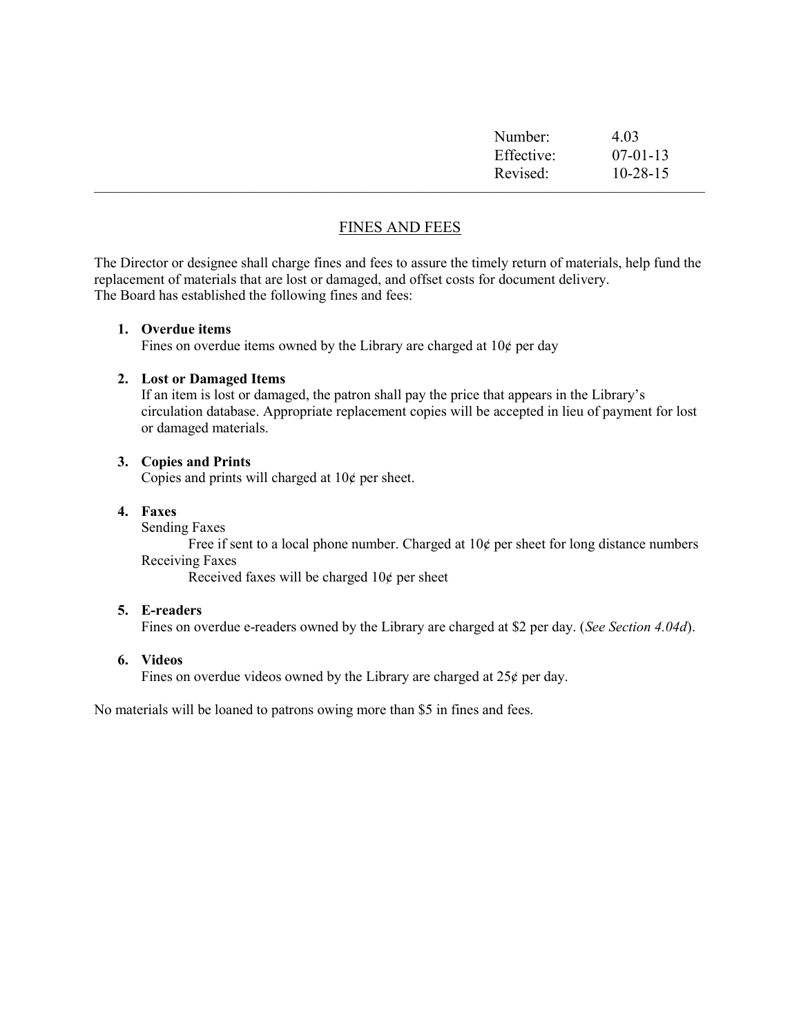| Number: | 4.03 |
|---|---|
| Effective: | 07-01-13 |
| Revised: | 10-28-15 |

## FINES AND FEES

The Director or designee shall charge fines and fees to assure the timely return of materials, help fund the replacement of materials that are lost or damaged, and offset costs for document delivery.
The Board has established the following fines and fees:

1. **Overdue items**
   Fines on overdue items owned by the Library are charged at 10¢ per day

2. **Lost or Damaged Items**
   If an item is lost or damaged, the patron shall pay the price that appears in the Library's circulation database. Appropriate replacement copies will be accepted in lieu of payment for lost or damaged materials.

3. **Copies and Prints**
   Copies and prints will charged at 10¢ per sheet.

4. **Faxes**
   Sending Faxes
   
   Free if sent to a local phone number. Charged at 10¢ per sheet for long distance numbers
   
   Receiving Faxes
   
   Received faxes will be charged 10¢ per sheet

5. **E-readers**
   Fines on overdue e-readers owned by the Library are charged at $2 per day. (*See Section 4.04d*).

6. **Videos**
   Fines on overdue videos owned by the Library are charged at 25¢ per day.

No materials will be loaned to patrons owing more than $5 in fines and fees.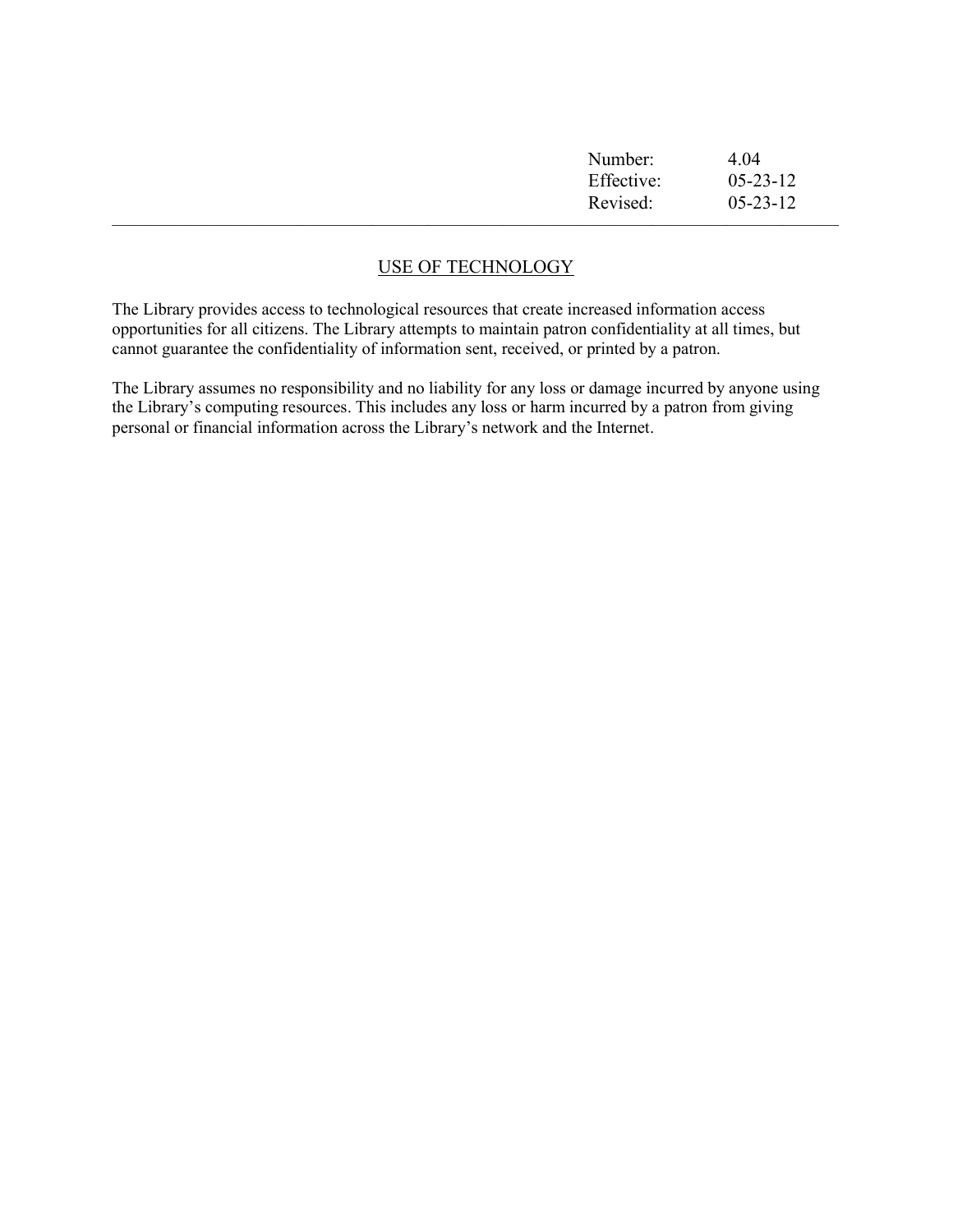| Number: | 4.04 |
| --- | --- |
| Effective: | 05-23-12 |
| Revised: | 05-23-12 |

---

## USE OF TECHNOLOGY

The Library provides access to technological resources that create increased information access opportunities for all citizens. The Library attempts to maintain patron confidentiality at all times, but cannot guarantee the confidentiality of information sent, received, or printed by a patron.

The Library assumes no responsibility and no liability for any loss or damage incurred by anyone using the Library's computing resources. This includes any loss or harm incurred by a patron from giving personal or financial information across the Library's network and the Internet.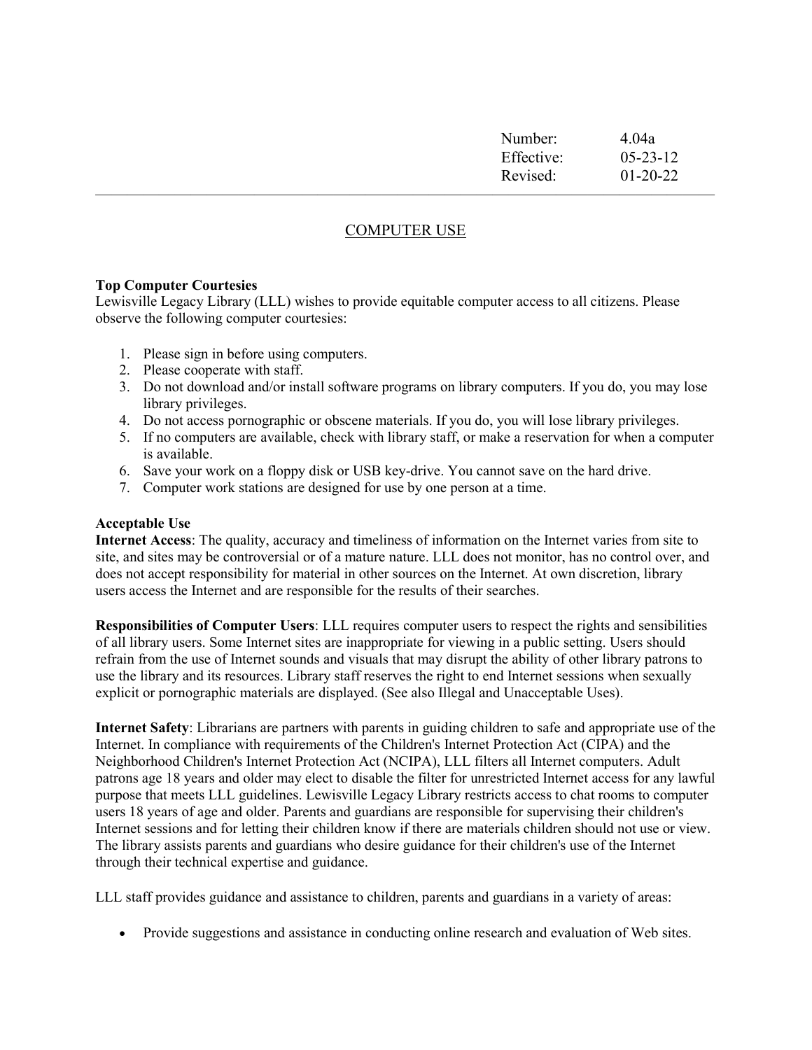| Number: | 4.04a |
| --- | --- |
| Effective: | 05-23-12 |
| Revised: | 01-20-22 |

---

# COMPUTER USE

**Top Computer Courtesies**

Lewisville Legacy Library (LLL) wishes to provide equitable computer access to all citizens. Please observe the following computer courtesies:

1. Please sign in before using computers.
2. Please cooperate with staff.
3. Do not download and/or install software programs on library computers. If you do, you may lose library privileges.
4. Do not access pornographic or obscene materials. If you do, you will lose library privileges.
5. If no computers are available, check with library staff, or make a reservation for when a computer is available.
6. Save your work on a floppy disk or USB key-drive. You cannot save on the hard drive.
7. Computer work stations are designed for use by one person at a time.

**Acceptable Use**

**Internet Access**: The quality, accuracy and timeliness of information on the Internet varies from site to site, and sites may be controversial or of a mature nature. LLL does not monitor, has no control over, and does not accept responsibility for material in other sources on the Internet. At own discretion, library users access the Internet and are responsible for the results of their searches.

**Responsibilities of Computer Users**: LLL requires computer users to respect the rights and sensibilities of all library users. Some Internet sites are inappropriate for viewing in a public setting. Users should refrain from the use of Internet sounds and visuals that may disrupt the ability of other library patrons to use the library and its resources. Library staff reserves the right to end Internet sessions when sexually explicit or pornographic materials are displayed. (See also Illegal and Unacceptable Uses).

**Internet Safety**: Librarians are partners with parents in guiding children to safe and appropriate use of the Internet. In compliance with requirements of the Children's Internet Protection Act (CIPA) and the Neighborhood Children's Internet Protection Act (NCIPA), LLL filters all Internet computers. Adult patrons age 18 years and older may elect to disable the filter for unrestricted Internet access for any lawful purpose that meets LLL guidelines. Lewisville Legacy Library restricts access to chat rooms to computer users 18 years of age and older. Parents and guardians are responsible for supervising their children's Internet sessions and for letting their children know if there are materials children should not use or view. The library assists parents and guardians who desire guidance for their children's use of the Internet through their technical expertise and guidance.

LLL staff provides guidance and assistance to children, parents and guardians in a variety of areas:

- Provide suggestions and assistance in conducting online research and evaluation of Web sites.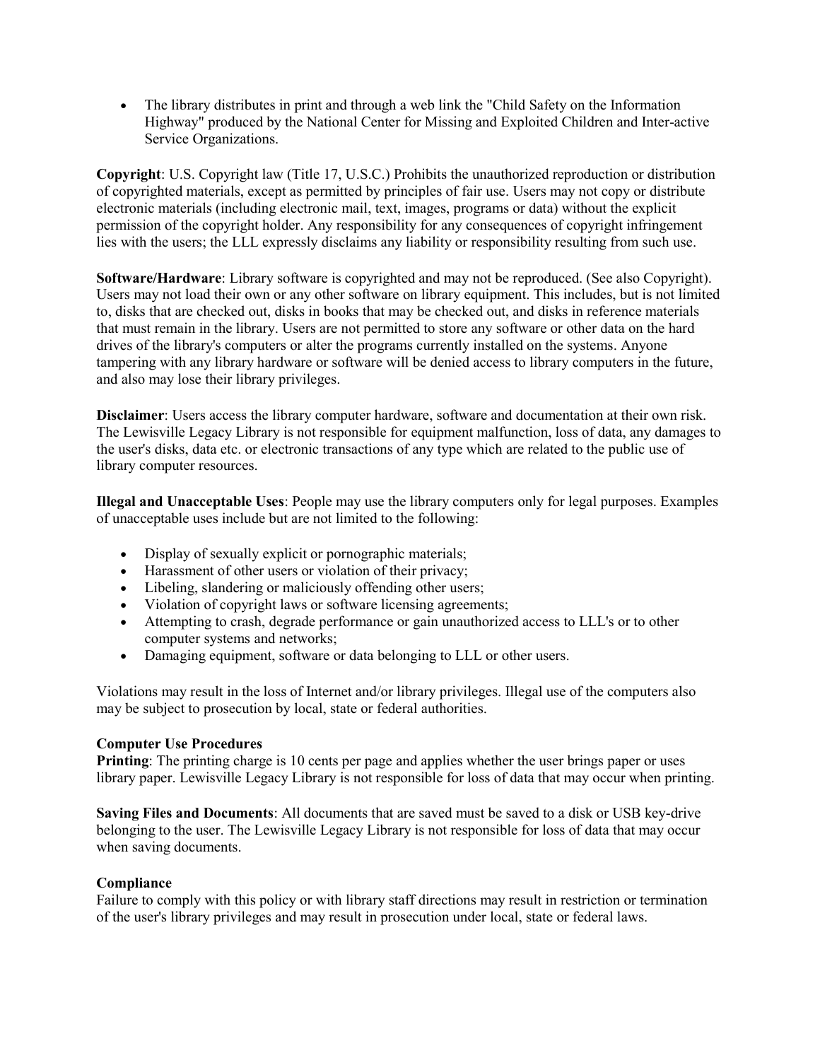- The library distributes in print and through a web link the "Child Safety on the Information Highway" produced by the National Center for Missing and Exploited Children and Inter-active Service Organizations.

**Copyright**: U.S. Copyright law (Title 17, U.S.C.) Prohibits the unauthorized reproduction or distribution of copyrighted materials, except as permitted by principles of fair use. Users may not copy or distribute electronic materials (including electronic mail, text, images, programs or data) without the explicit permission of the copyright holder. Any responsibility for any consequences of copyright infringement lies with the users; the LLL expressly disclaims any liability or responsibility resulting from such use.

**Software/Hardware**: Library software is copyrighted and may not be reproduced. (See also Copyright). Users may not load their own or any other software on library equipment. This includes, but is not limited to, disks that are checked out, disks in books that may be checked out, and disks in reference materials that must remain in the library. Users are not permitted to store any software or other data on the hard drives of the library's computers or alter the programs currently installed on the systems. Anyone tampering with any library hardware or software will be denied access to library computers in the future, and also may lose their library privileges.

**Disclaimer**: Users access the library computer hardware, software and documentation at their own risk. The Lewisville Legacy Library is not responsible for equipment malfunction, loss of data, any damages to the user's disks, data etc. or electronic transactions of any type which are related to the public use of library computer resources.

**Illegal and Unacceptable Uses**: People may use the library computers only for legal purposes. Examples of unacceptable uses include but are not limited to the following:

- Display of sexually explicit or pornographic materials;
- Harassment of other users or violation of their privacy;
- Libeling, slandering or maliciously offending other users;
- Violation of copyright laws or software licensing agreements;
- Attempting to crash, degrade performance or gain unauthorized access to LLL's or to other computer systems and networks;
- Damaging equipment, software or data belonging to LLL or other users.

Violations may result in the loss of Internet and/or library privileges. Illegal use of the computers also may be subject to prosecution by local, state or federal authorities.

**Computer Use Procedures**

**Printing**: The printing charge is 10 cents per page and applies whether the user brings paper or uses library paper. Lewisville Legacy Library is not responsible for loss of data that may occur when printing.

**Saving Files and Documents**: All documents that are saved must be saved to a disk or USB key-drive belonging to the user. The Lewisville Legacy Library is not responsible for loss of data that may occur when saving documents.

**Compliance**

Failure to comply with this policy or with library staff directions may result in restriction or termination of the user's library privileges and may result in prosecution under local, state or federal laws.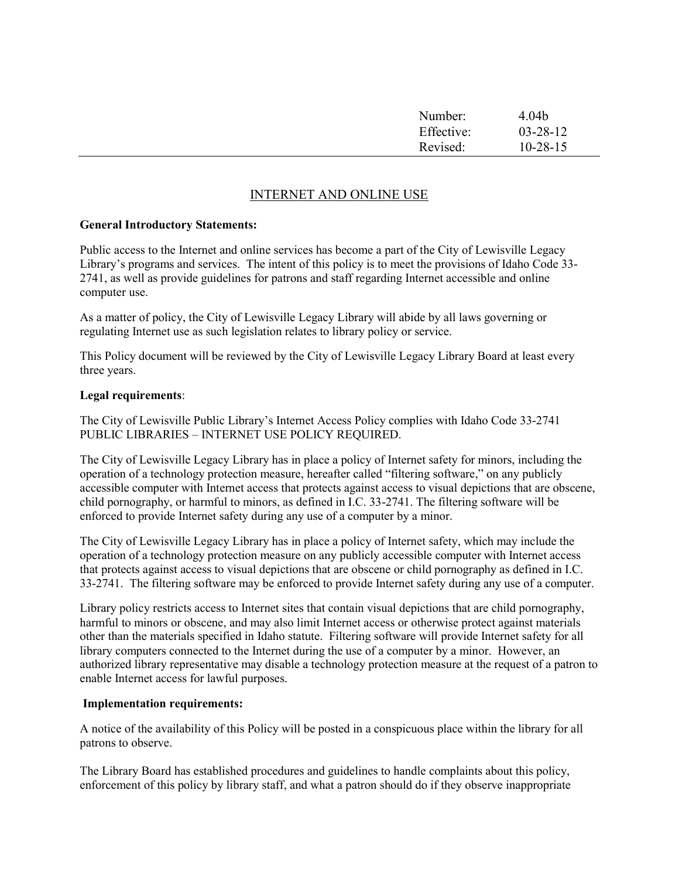| Number: | 4.04b |
|---|---|
| Effective: | 03-28-12 |
| Revised: | 10-28-15 |

# INTERNET AND ONLINE USE

**General Introductory Statements:**

Public access to the Internet and online services has become a part of the City of Lewisville Legacy Library's programs and services. The intent of this policy is to meet the provisions of Idaho Code 33-2741, as well as provide guidelines for patrons and staff regarding Internet accessible and online computer use.

As a matter of policy, the City of Lewisville Legacy Library will abide by all laws governing or regulating Internet use as such legislation relates to library policy or service.

This Policy document will be reviewed by the City of Lewisville Legacy Library Board at least every three years.

**Legal requirements**:

The City of Lewisville Public Library's Internet Access Policy complies with Idaho Code 33-2741 PUBLIC LIBRARIES – INTERNET USE POLICY REQUIRED.

The City of Lewisville Legacy Library has in place a policy of Internet safety for minors, including the operation of a technology protection measure, hereafter called "filtering software," on any publicly accessible computer with Internet access that protects against access to visual depictions that are obscene, child pornography, or harmful to minors, as defined in I.C. 33-2741. The filtering software will be enforced to provide Internet safety during any use of a computer by a minor.

The City of Lewisville Legacy Library has in place a policy of Internet safety, which may include the operation of a technology protection measure on any publicly accessible computer with Internet access that protects against access to visual depictions that are obscene or child pornography as defined in I.C. 33-2741. The filtering software may be enforced to provide Internet safety during any use of a computer.

Library policy restricts access to Internet sites that contain visual depictions that are child pornography, harmful to minors or obscene, and may also limit Internet access or otherwise protect against materials other than the materials specified in Idaho statute. Filtering software will provide Internet safety for all library computers connected to the Internet during the use of a computer by a minor. However, an authorized library representative may disable a technology protection measure at the request of a patron to enable Internet access for lawful purposes.

**Implementation requirements:**

A notice of the availability of this Policy will be posted in a conspicuous place within the library for all patrons to observe.

The Library Board has established procedures and guidelines to handle complaints about this policy, enforcement of this policy by library staff, and what a patron should do if they observe inappropriate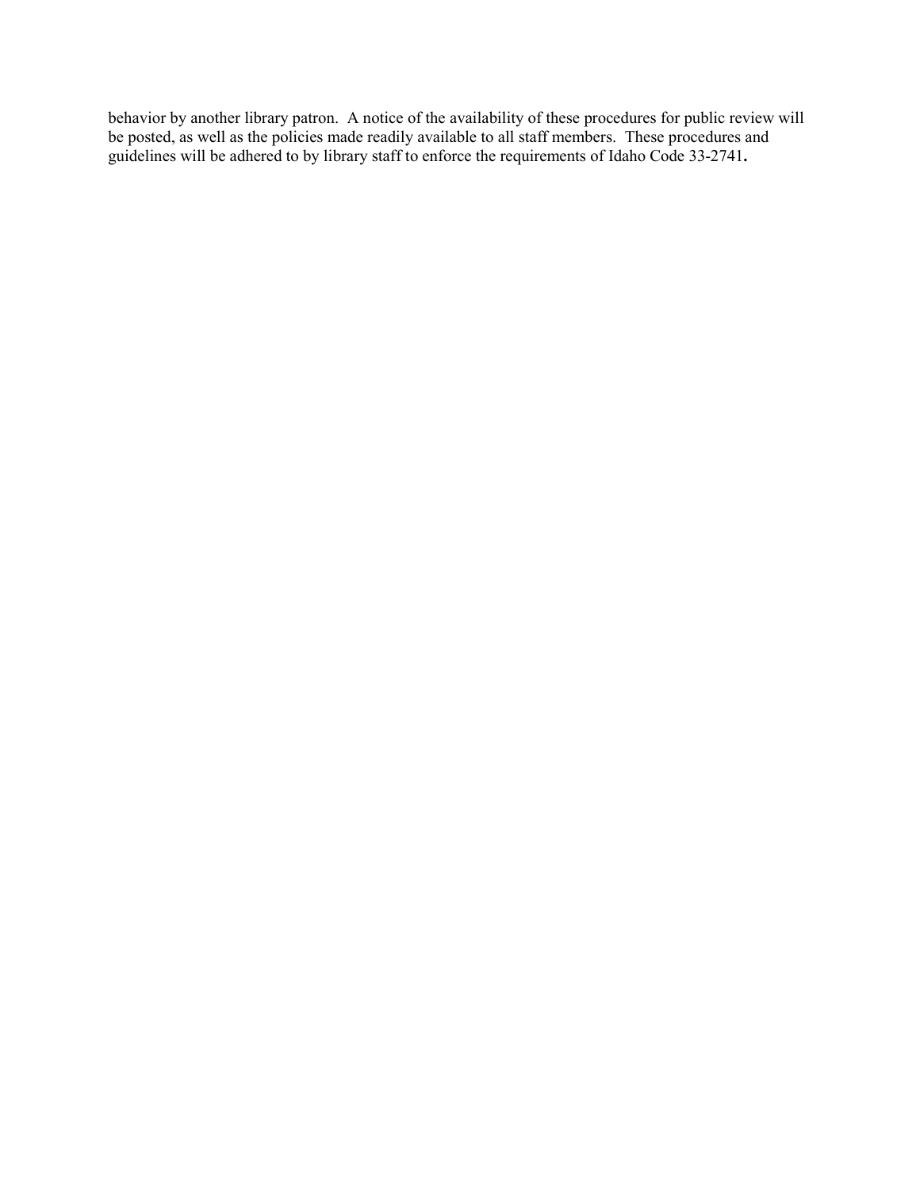behavior by another library patron. A notice of the availability of these procedures for public review will be posted, as well as the policies made readily available to all staff members. These procedures and guidelines will be adhered to by library staff to enforce the requirements of Idaho Code 33-2741**.**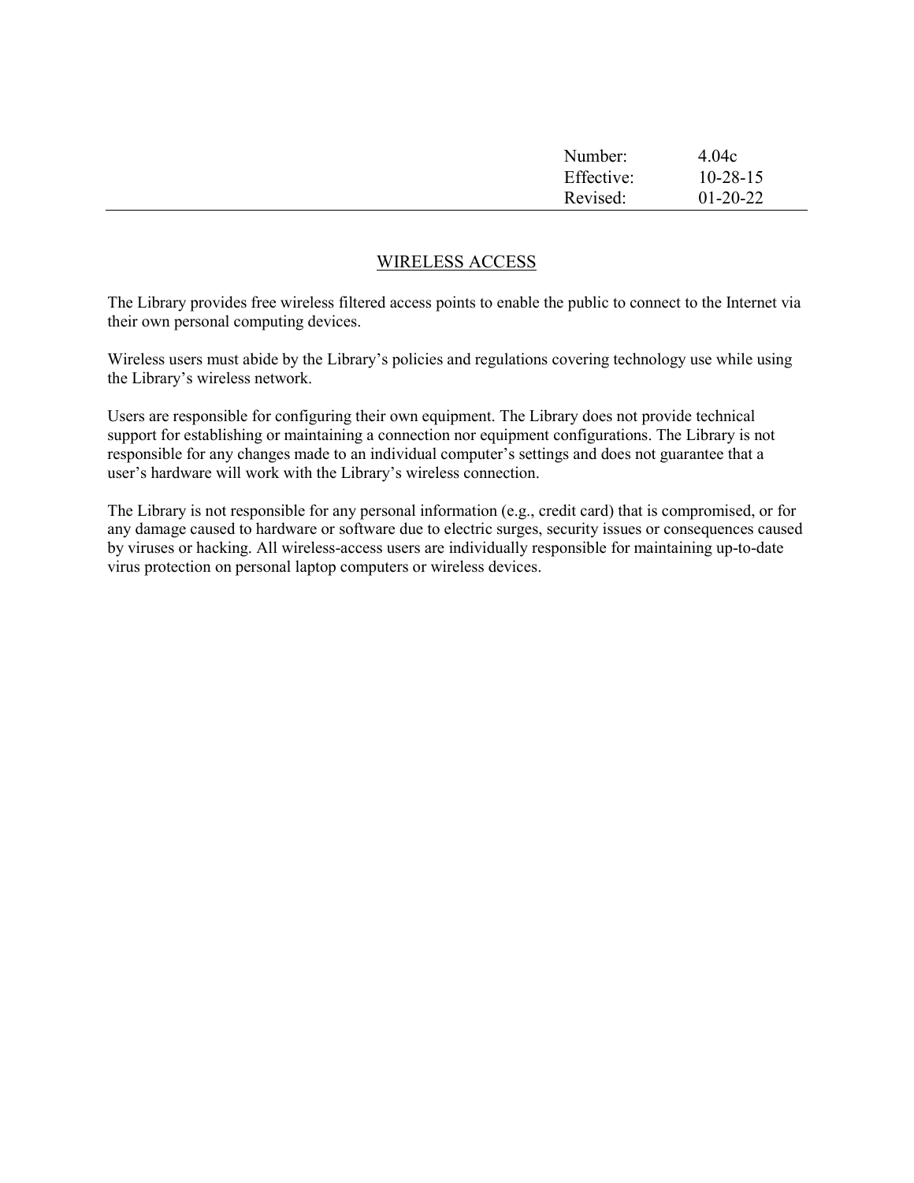| Number: | 4.04c |
| --- | --- |
| Effective: | 10-28-15 |
| Revised: | 01-20-22 |

## WIRELESS ACCESS

The Library provides free wireless filtered access points to enable the public to connect to the Internet via their own personal computing devices.

Wireless users must abide by the Library's policies and regulations covering technology use while using the Library's wireless network.

Users are responsible for configuring their own equipment. The Library does not provide technical support for establishing or maintaining a connection nor equipment configurations. The Library is not responsible for any changes made to an individual computer's settings and does not guarantee that a user's hardware will work with the Library's wireless connection.

The Library is not responsible for any personal information (e.g., credit card) that is compromised, or for any damage caused to hardware or software due to electric surges, security issues or consequences caused by viruses or hacking. All wireless-access users are individually responsible for maintaining up-to-date virus protection on personal laptop computers or wireless devices.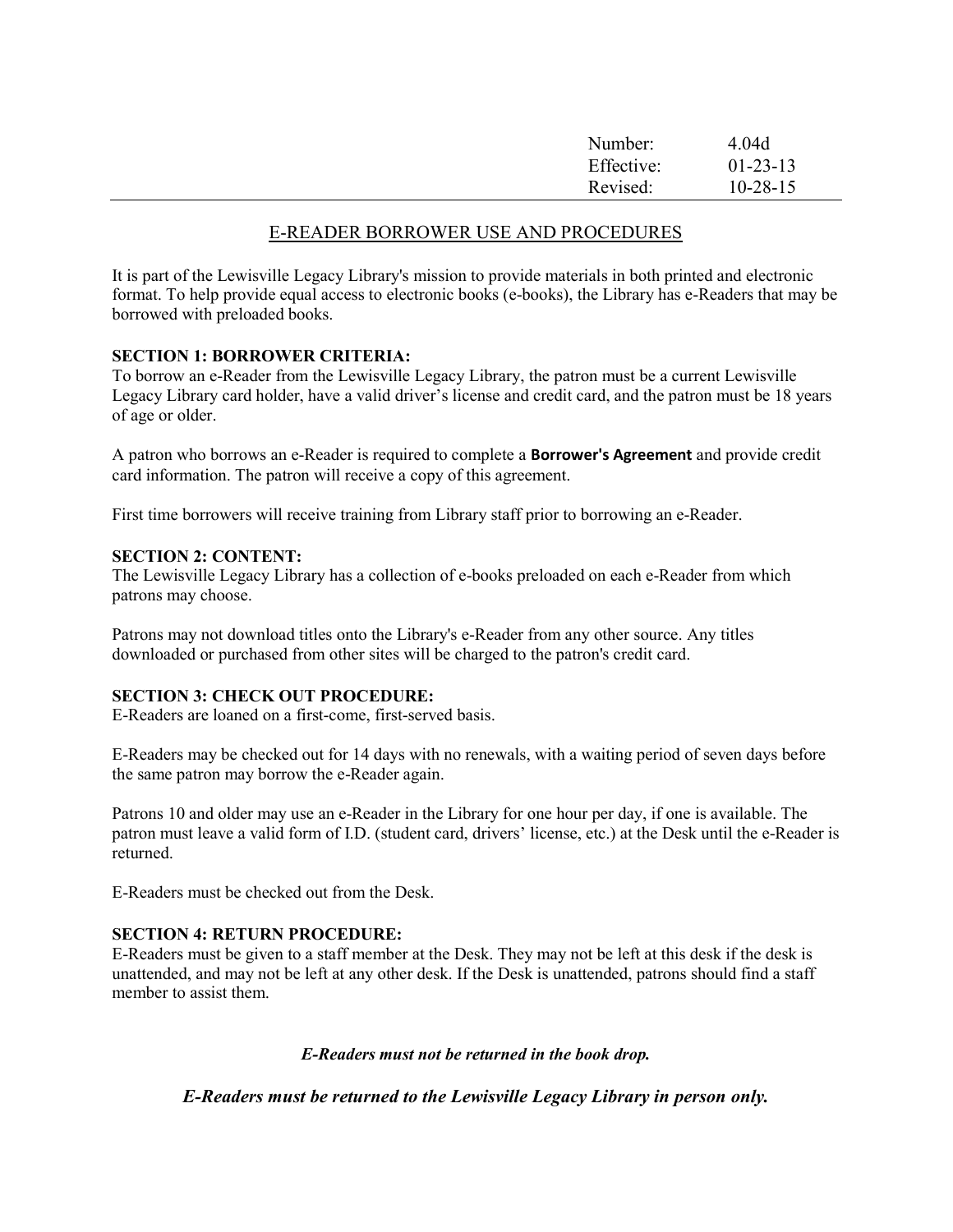| Number: | 4.04d |
| --- | --- |
| Effective: | 01-23-13 |
| Revised: | 10-28-15 |

## E-READER BORROWER USE AND PROCEDURES

It is part of the Lewisville Legacy Library's mission to provide materials in both printed and electronic format. To help provide equal access to electronic books (e-books), the Library has e-Readers that may be borrowed with preloaded books.

**SECTION 1: BORROWER CRITERIA:**
To borrow an e-Reader from the Lewisville Legacy Library, the patron must be a current Lewisville Legacy Library card holder, have a valid driver's license and credit card, and the patron must be 18 years of age or older.

A patron who borrows an e-Reader is required to complete a **Borrower's Agreement** and provide credit card information. The patron will receive a copy of this agreement.

First time borrowers will receive training from Library staff prior to borrowing an e-Reader.

**SECTION 2: CONTENT:**
The Lewisville Legacy Library has a collection of e-books preloaded on each e-Reader from which patrons may choose.

Patrons may not download titles onto the Library's e-Reader from any other source. Any titles downloaded or purchased from other sites will be charged to the patron's credit card.

**SECTION 3: CHECK OUT PROCEDURE:**
E-Readers are loaned on a first-come, first-served basis.

E-Readers may be checked out for 14 days with no renewals, with a waiting period of seven days before the same patron may borrow the e-Reader again.

Patrons 10 and older may use an e-Reader in the Library for one hour per day, if one is available. The patron must leave a valid form of I.D. (student card, drivers' license, etc.) at the Desk until the e-Reader is returned.

E-Readers must be checked out from the Desk.

**SECTION 4: RETURN PROCEDURE:**
E-Readers must be given to a staff member at the Desk. They may not be left at this desk if the desk is unattended, and may not be left at any other desk. If the Desk is unattended, patrons should find a staff member to assist them.

***E-Readers must not be returned in the book drop.***

***E-Readers must be returned to the Lewisville Legacy Library in person only.***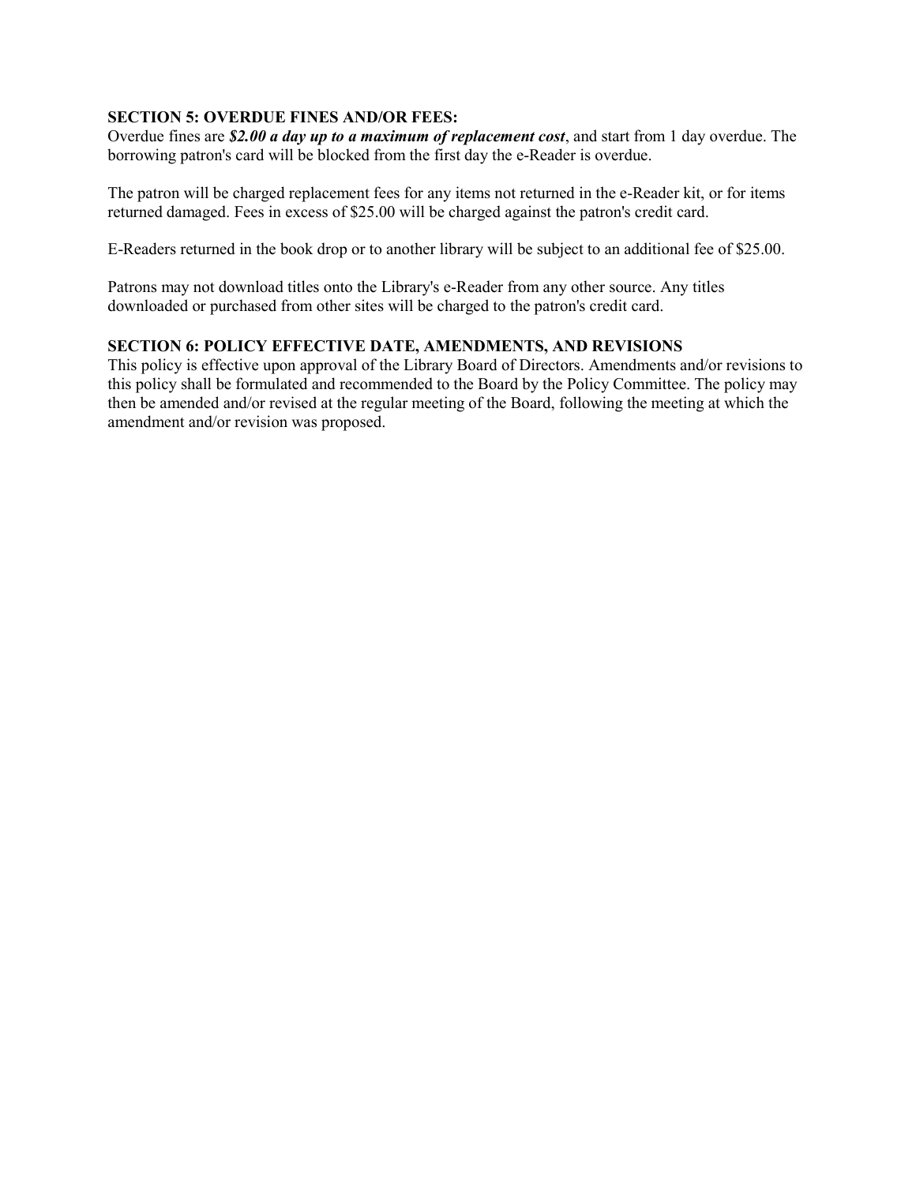**SECTION 5: OVERDUE FINES AND/OR FEES:**
Overdue fines are ***$2.00 a day up to a maximum of replacement cost***, and start from 1 day overdue. The borrowing patron's card will be blocked from the first day the e-Reader is overdue.

The patron will be charged replacement fees for any items not returned in the e-Reader kit, or for items returned damaged. Fees in excess of $25.00 will be charged against the patron's credit card.

E-Readers returned in the book drop or to another library will be subject to an additional fee of $25.00.

Patrons may not download titles onto the Library's e-Reader from any other source. Any titles downloaded or purchased from other sites will be charged to the patron's credit card.

**SECTION 6: POLICY EFFECTIVE DATE, AMENDMENTS, AND REVISIONS**
This policy is effective upon approval of the Library Board of Directors. Amendments and/or revisions to this policy shall be formulated and recommended to the Board by the Policy Committee. The policy may then be amended and/or revised at the regular meeting of the Board, following the meeting at which the amendment and/or revision was proposed.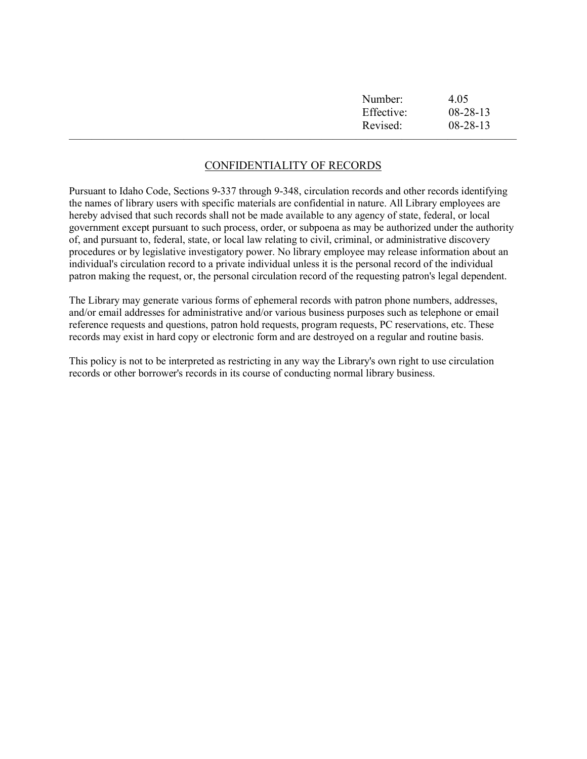| Number: | 4.05 |
| --- | --- |
| Effective: | 08-28-13 |
| Revised: | 08-28-13 |

## CONFIDENTIALITY OF RECORDS

Pursuant to Idaho Code, Sections 9-337 through 9-348, circulation records and other records identifying the names of library users with specific materials are confidential in nature. All Library employees are hereby advised that such records shall not be made available to any agency of state, federal, or local government except pursuant to such process, order, or subpoena as may be authorized under the authority of, and pursuant to, federal, state, or local law relating to civil, criminal, or administrative discovery procedures or by legislative investigatory power. No library employee may release information about an individual's circulation record to a private individual unless it is the personal record of the individual patron making the request, or, the personal circulation record of the requesting patron's legal dependent.

The Library may generate various forms of ephemeral records with patron phone numbers, addresses, and/or email addresses for administrative and/or various business purposes such as telephone or email reference requests and questions, patron hold requests, program requests, PC reservations, etc. These records may exist in hard copy or electronic form and are destroyed on a regular and routine basis.

This policy is not to be interpreted as restricting in any way the Library's own right to use circulation records or other borrower's records in its course of conducting normal library business.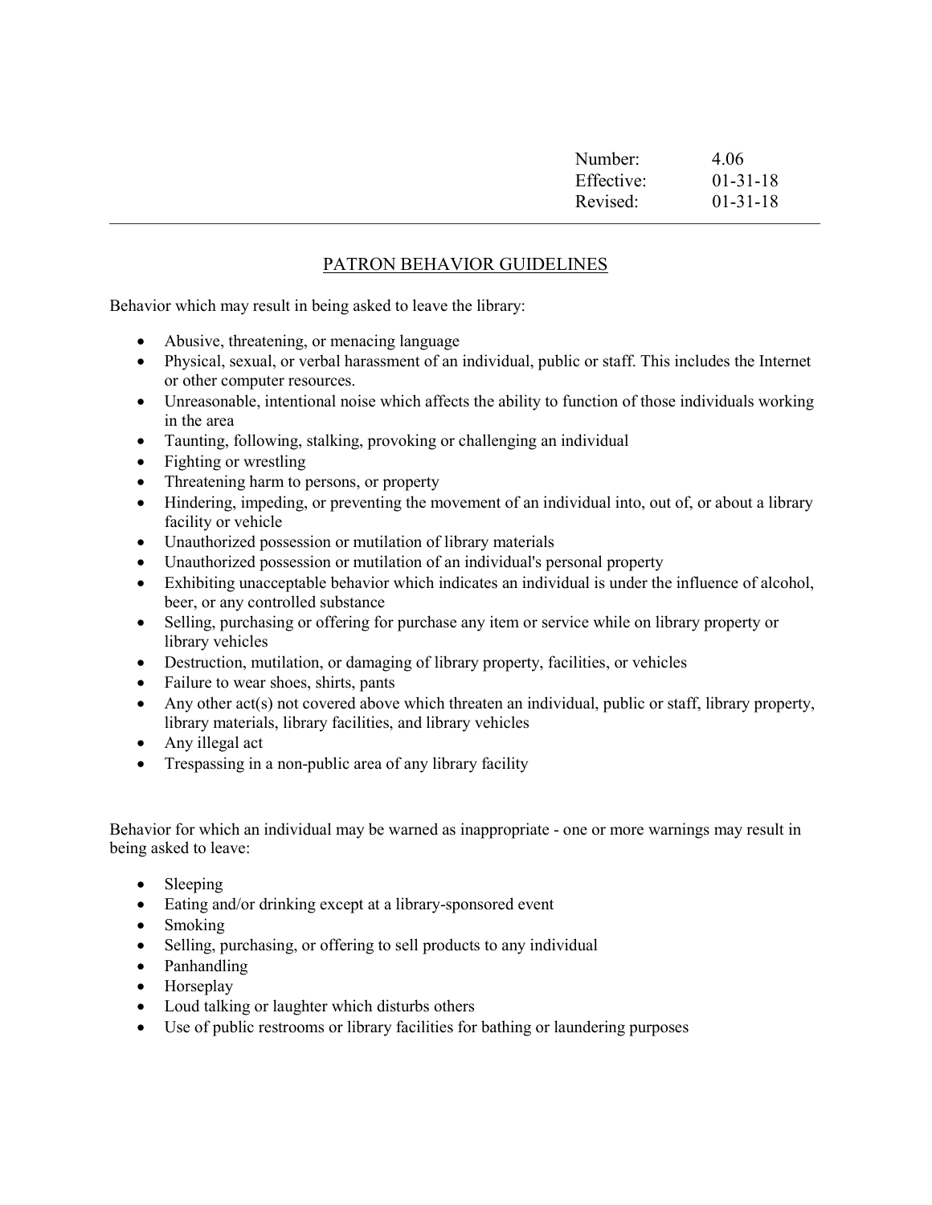| Number: | 4.06 |
|---|---|
| Effective: | 01-31-18 |
| Revised: | 01-31-18 |

---

## PATRON BEHAVIOR GUIDELINES

Behavior which may result in being asked to leave the library:

- Abusive, threatening, or menacing language
- Physical, sexual, or verbal harassment of an individual, public or staff. This includes the Internet or other computer resources.
- Unreasonable, intentional noise which affects the ability to function of those individuals working in the area
- Taunting, following, stalking, provoking or challenging an individual
- Fighting or wrestling
- Threatening harm to persons, or property
- Hindering, impeding, or preventing the movement of an individual into, out of, or about a library facility or vehicle
- Unauthorized possession or mutilation of library materials
- Unauthorized possession or mutilation of an individual's personal property
- Exhibiting unacceptable behavior which indicates an individual is under the influence of alcohol, beer, or any controlled substance
- Selling, purchasing or offering for purchase any item or service while on library property or library vehicles
- Destruction, mutilation, or damaging of library property, facilities, or vehicles
- Failure to wear shoes, shirts, pants
- Any other act(s) not covered above which threaten an individual, public or staff, library property, library materials, library facilities, and library vehicles
- Any illegal act
- Trespassing in a non-public area of any library facility

Behavior for which an individual may be warned as inappropriate - one or more warnings may result in being asked to leave:

- Sleeping
- Eating and/or drinking except at a library-sponsored event
- Smoking
- Selling, purchasing, or offering to sell products to any individual
- Panhandling
- Horseplay
- Loud talking or laughter which disturbs others
- Use of public restrooms or library facilities for bathing or laundering purposes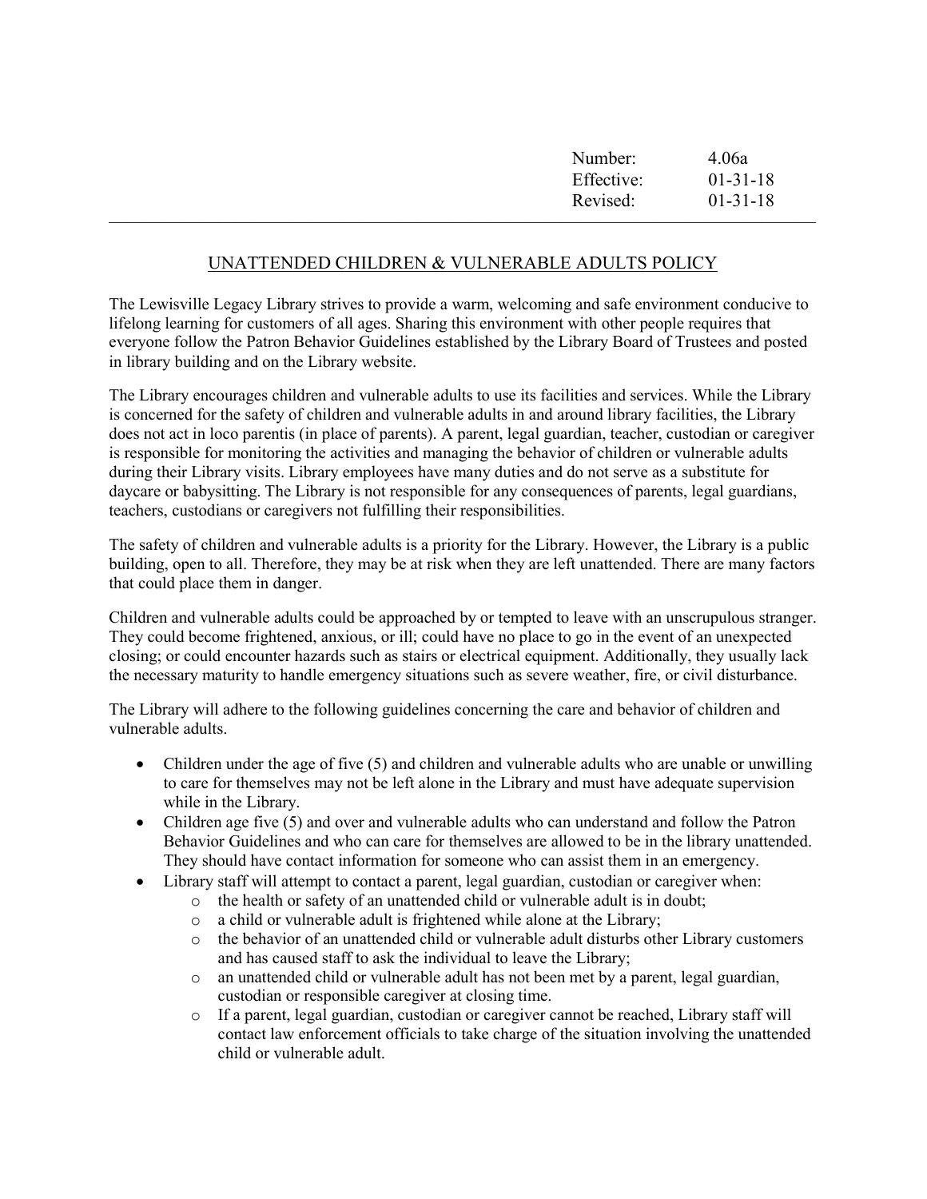| Number: | 4.06a |
|---|---|
| Effective: | 01-31-18 |
| Revised: | 01-31-18 |

---

## UNATTENDED CHILDREN & VULNERABLE ADULTS POLICY

The Lewisville Legacy Library strives to provide a warm, welcoming and safe environment conducive to lifelong learning for customers of all ages. Sharing this environment with other people requires that everyone follow the Patron Behavior Guidelines established by the Library Board of Trustees and posted in library building and on the Library website.

The Library encourages children and vulnerable adults to use its facilities and services. While the Library is concerned for the safety of children and vulnerable adults in and around library facilities, the Library does not act in loco parentis (in place of parents). A parent, legal guardian, teacher, custodian or caregiver is responsible for monitoring the activities and managing the behavior of children or vulnerable adults during their Library visits. Library employees have many duties and do not serve as a substitute for daycare or babysitting. The Library is not responsible for any consequences of parents, legal guardians, teachers, custodians or caregivers not fulfilling their responsibilities.

The safety of children and vulnerable adults is a priority for the Library. However, the Library is a public building, open to all. Therefore, they may be at risk when they are left unattended. There are many factors that could place them in danger.

Children and vulnerable adults could be approached by or tempted to leave with an unscrupulous stranger. They could become frightened, anxious, or ill; could have no place to go in the event of an unexpected closing; or could encounter hazards such as stairs or electrical equipment. Additionally, they usually lack the necessary maturity to handle emergency situations such as severe weather, fire, or civil disturbance.

The Library will adhere to the following guidelines concerning the care and behavior of children and vulnerable adults.

- Children under the age of five (5) and children and vulnerable adults who are unable or unwilling to care for themselves may not be left alone in the Library and must have adequate supervision while in the Library.
- Children age five (5) and over and vulnerable adults who can understand and follow the Patron Behavior Guidelines and who can care for themselves are allowed to be in the library unattended. They should have contact information for someone who can assist them in an emergency.
- Library staff will attempt to contact a parent, legal guardian, custodian or caregiver when:
  - the health or safety of an unattended child or vulnerable adult is in doubt;
  - a child or vulnerable adult is frightened while alone at the Library;
  - the behavior of an unattended child or vulnerable adult disturbs other Library customers and has caused staff to ask the individual to leave the Library;
  - an unattended child or vulnerable adult has not been met by a parent, legal guardian, custodian or responsible caregiver at closing time.
  - If a parent, legal guardian, custodian or caregiver cannot be reached, Library staff will contact law enforcement officials to take charge of the situation involving the unattended child or vulnerable adult.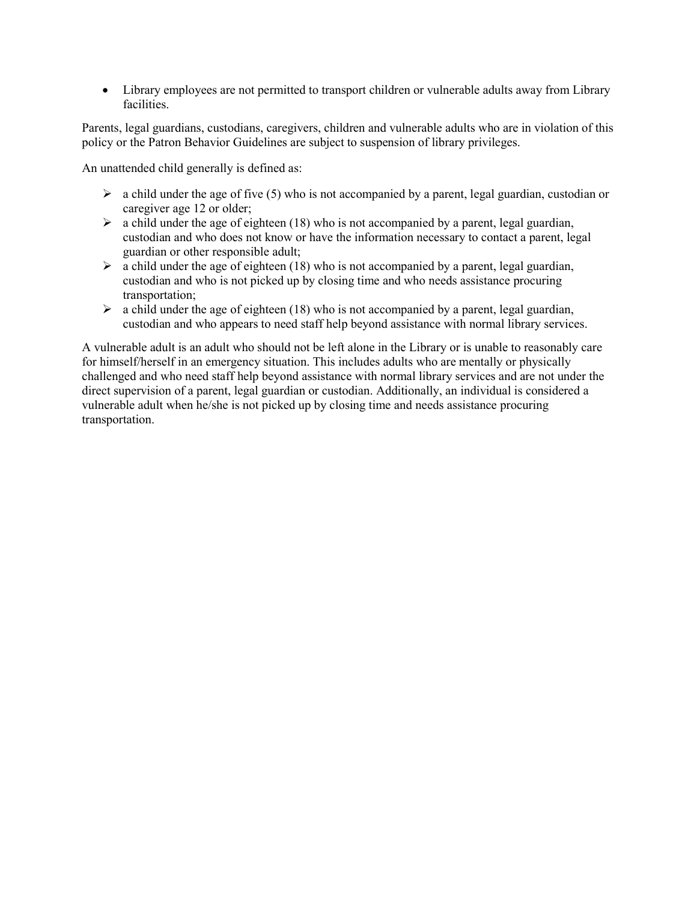- Library employees are not permitted to transport children or vulnerable adults away from Library facilities.

Parents, legal guardians, custodians, caregivers, children and vulnerable adults who are in violation of this policy or the Patron Behavior Guidelines are subject to suspension of library privileges.

An unattended child generally is defined as:

- a child under the age of five (5) who is not accompanied by a parent, legal guardian, custodian or caregiver age 12 or older;
- a child under the age of eighteen (18) who is not accompanied by a parent, legal guardian, custodian and who does not know or have the information necessary to contact a parent, legal guardian or other responsible adult;
- a child under the age of eighteen (18) who is not accompanied by a parent, legal guardian, custodian and who is not picked up by closing time and who needs assistance procuring transportation;
- a child under the age of eighteen (18) who is not accompanied by a parent, legal guardian, custodian and who appears to need staff help beyond assistance with normal library services.

A vulnerable adult is an adult who should not be left alone in the Library or is unable to reasonably care for himself/herself in an emergency situation. This includes adults who are mentally or physically challenged and who need staff help beyond assistance with normal library services and are not under the direct supervision of a parent, legal guardian or custodian. Additionally, an individual is considered a vulnerable adult when he/she is not picked up by closing time and needs assistance procuring transportation.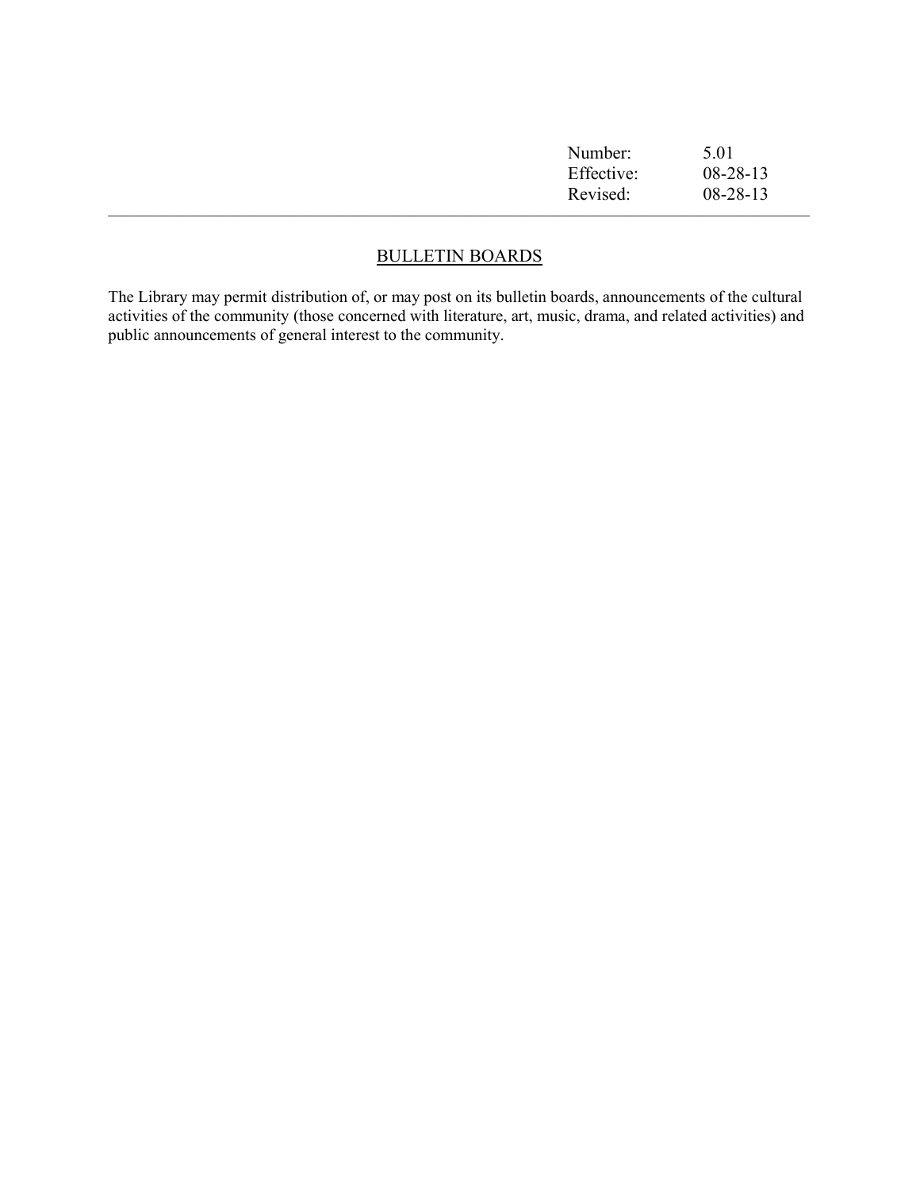| Number: | 5.01 |
|---|---|
| Effective: | 08-28-13 |
| Revised: | 08-28-13 |

---

## BULLETIN BOARDS

The Library may permit distribution of, or may post on its bulletin boards, announcements of the cultural activities of the community (those concerned with literature, art, music, drama, and related activities) and public announcements of general interest to the community.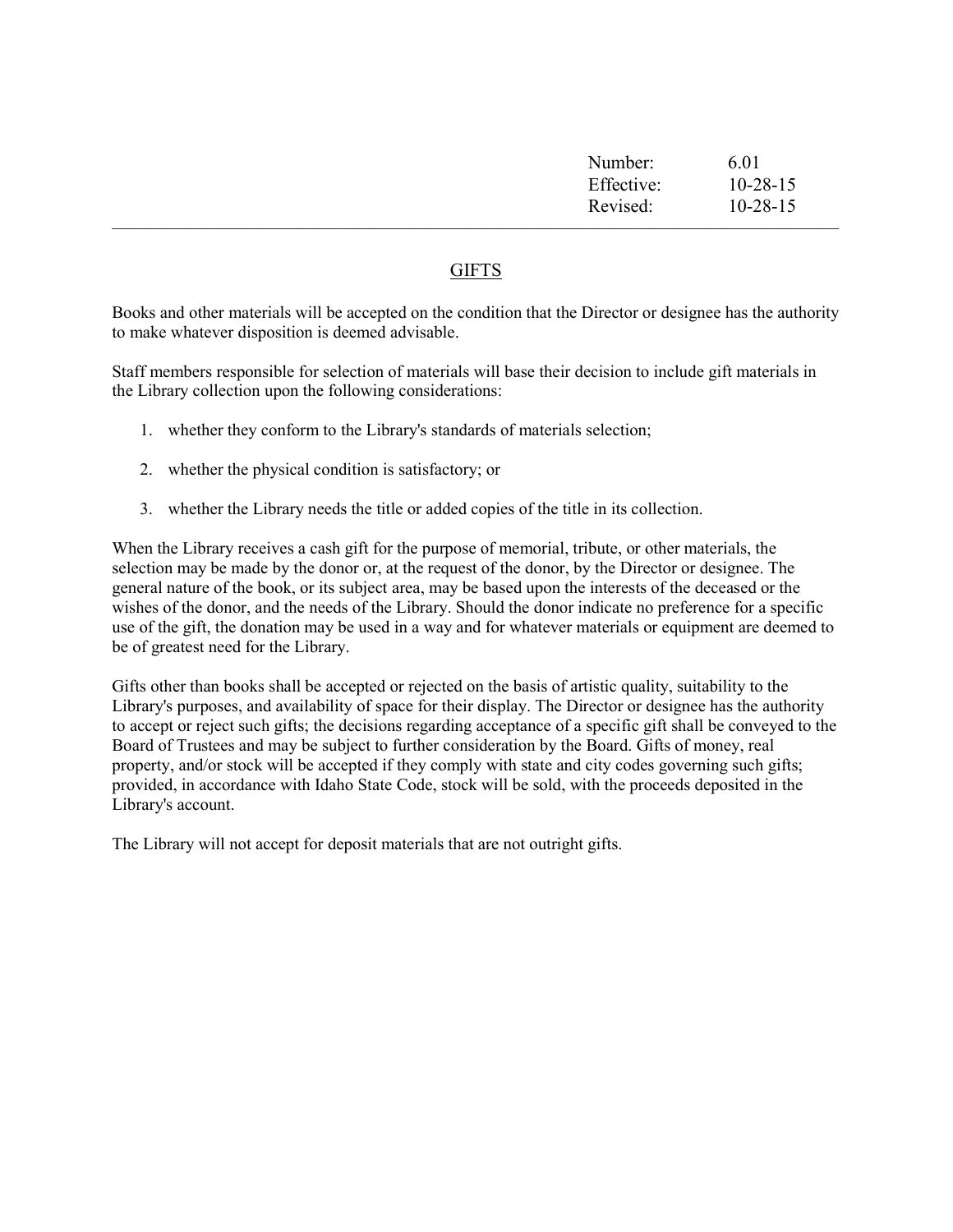| | |
|---|---|
| Number: | 6.01 |
| Effective: | 10-28-15 |
| Revised: | 10-28-15 |

## GIFTS

Books and other materials will be accepted on the condition that the Director or designee has the authority to make whatever disposition is deemed advisable.

Staff members responsible for selection of materials will base their decision to include gift materials in the Library collection upon the following considerations:

1. whether they conform to the Library's standards of materials selection;

2. whether the physical condition is satisfactory; or

3. whether the Library needs the title or added copies of the title in its collection.

When the Library receives a cash gift for the purpose of memorial, tribute, or other materials, the selection may be made by the donor or, at the request of the donor, by the Director or designee. The general nature of the book, or its subject area, may be based upon the interests of the deceased or the wishes of the donor, and the needs of the Library. Should the donor indicate no preference for a specific use of the gift, the donation may be used in a way and for whatever materials or equipment are deemed to be of greatest need for the Library.

Gifts other than books shall be accepted or rejected on the basis of artistic quality, suitability to the Library's purposes, and availability of space for their display. The Director or designee has the authority to accept or reject such gifts; the decisions regarding acceptance of a specific gift shall be conveyed to the Board of Trustees and may be subject to further consideration by the Board. Gifts of money, real property, and/or stock will be accepted if they comply with state and city codes governing such gifts; provided, in accordance with Idaho State Code, stock will be sold, with the proceeds deposited in the Library's account.

The Library will not accept for deposit materials that are not outright gifts.